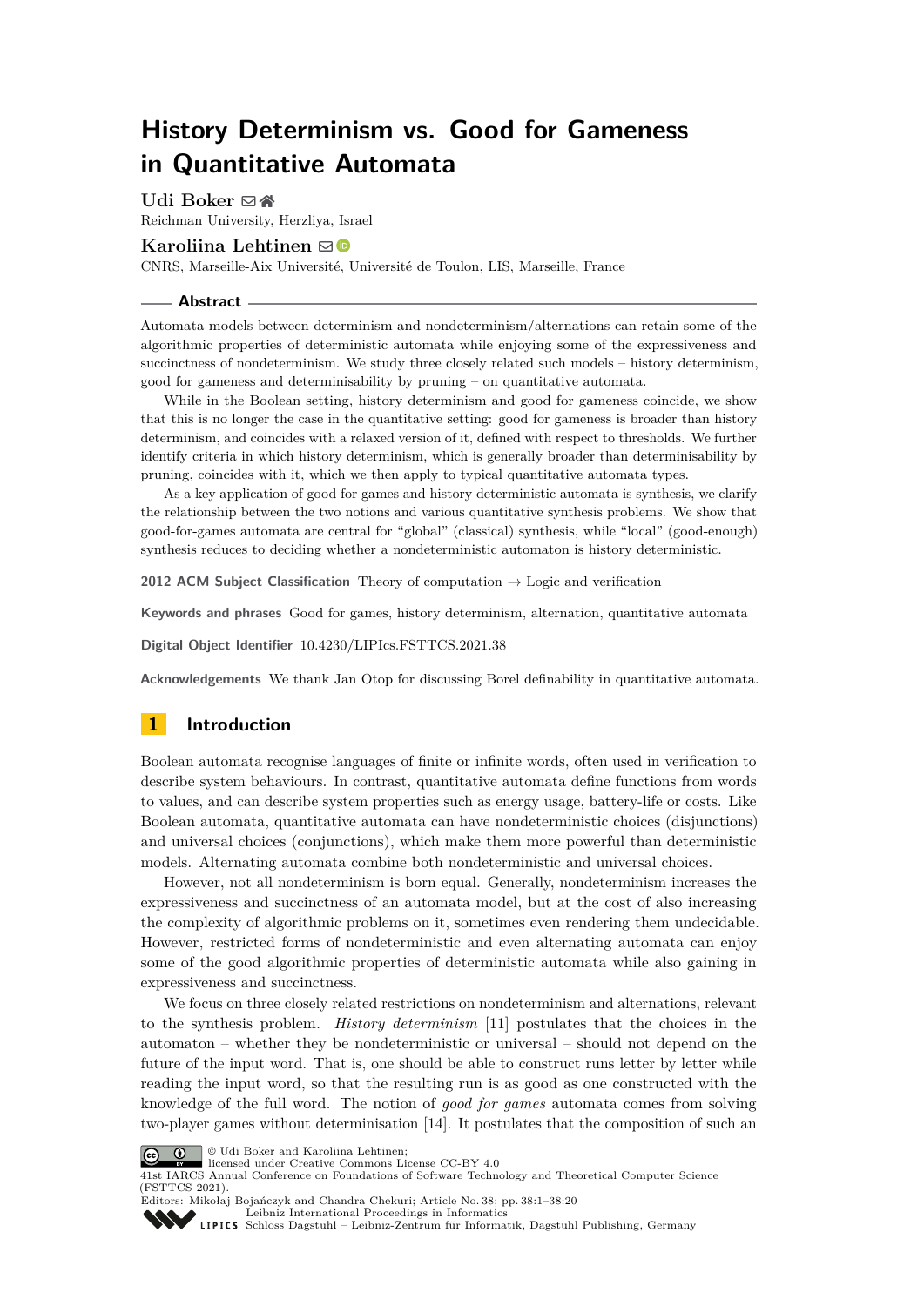# History Determinism vs. Good for Gameness in Quantitative Automata

**Udi Boker**
Reichman University, Herzliya, Israel

**Karoliina Lehtinen**
CNRS, Marseille-Aix Université, Université de Toulon, LIS, Marseille, France

## Abstract

Automata models between determinism and nondeterminism/alternations can retain some of the algorithmic properties of deterministic automata while enjoying some of the expressiveness and succinctness of nondeterminism. We study three closely related such models – history determinism, good for gameness and determinisability by pruning – on quantitative automata.

While in the Boolean setting, history determinism and good for gameness coincide, we show that this is no longer the case in the quantitative setting: good for gameness is broader than history determinism, and coincides with a relaxed version of it, defined with respect to thresholds. We further identify criteria in which history determinism, which is generally broader than determinisability by pruning, coincides with it, which we then apply to typical quantitative automata types.

As a key application of good for games and history deterministic automata is synthesis, we clarify the relationship between the two notions and various quantitative synthesis problems. We show that good-for-games automata are central for "global" (classical) synthesis, while "local" (good-enough) synthesis reduces to deciding whether a nondeterministic automaton is history deterministic.

**2012 ACM Subject Classification** Theory of computation → Logic and verification

**Keywords and phrases** Good for games, history determinism, alternation, quantitative automata

**Digital Object Identifier** 10.4230/LIPIcs.FSTTCS.2021.38

**Acknowledgements** We thank Jan Otop for discussing Borel definability in quantitative automata.

## 1 Introduction

Boolean automata recognise languages of finite or infinite words, often used in verification to describe system behaviours. In contrast, quantitative automata define functions from words to values, and can describe system properties such as energy usage, battery-life or costs. Like Boolean automata, quantitative automata can have nondeterministic choices (disjunctions) and universal choices (conjunctions), which make them more powerful than deterministic models. Alternating automata combine both nondeterministic and universal choices.

However, not all nondeterminism is born equal. Generally, nondeterminism increases the expressiveness and succinctness of an automata model, but at the cost of also increasing the complexity of algorithmic problems on it, sometimes even rendering them undecidable. However, restricted forms of nondeterministic and even alternating automata can enjoy some of the good algorithmic properties of deterministic automata while also gaining in expressiveness and succinctness.

We focus on three closely related restrictions on nondeterminism and alternations, relevant to the synthesis problem. *History determinism* [11] postulates that the choices in the automaton – whether they be nondeterministic or universal – should not depend on the future of the input word. That is, one should be able to construct runs letter by letter while reading the input word, so that the resulting run is as good as one constructed with the knowledge of the full word. The notion of *good for games* automata comes from solving two-player games without determinisation [14]. It postulates that the composition of such an

© Udi Boker and Karoliina Lehtinen;
licensed under Creative Commons License CC-BY 4.0
41st IARCS Annual Conference on Foundations of Software Technology and Theoretical Computer Science (FSTTCS 2021).
Editors: Mikołaj Bojańczyk and Chandra Chekuri; Article No. 38; pp. 38:1–38:20
Leibniz International Proceedings in Informatics
Schloss Dagstuhl – Leibniz-Zentrum für Informatik, Dagstuhl Publishing, Germany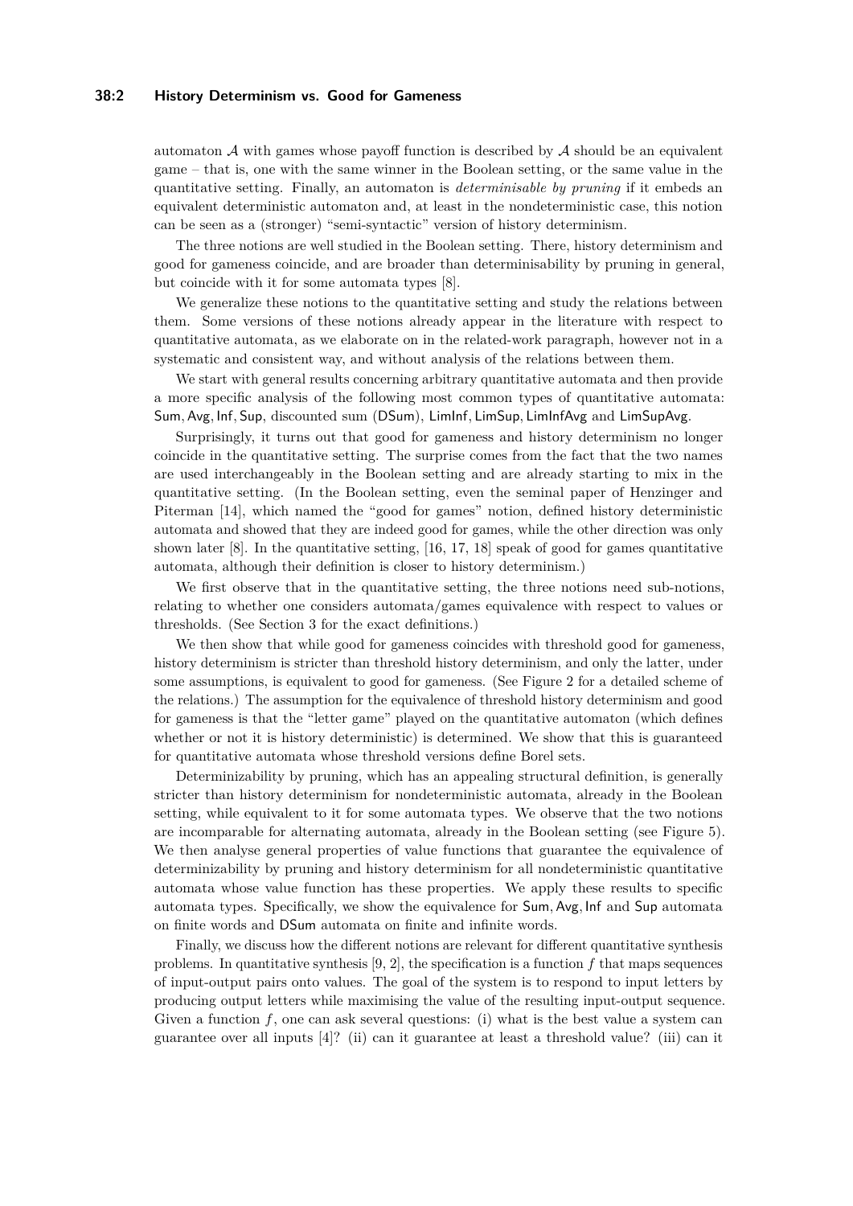automaton $\mathcal{A}$ with games whose payoff function is described by $\mathcal{A}$ should be an equivalent game – that is, one with the same winner in the Boolean setting, or the same value in the quantitative setting. Finally, an automaton is *determinisable by pruning* if it embeds an equivalent deterministic automaton and, at least in the nondeterministic case, this notion can be seen as a (stronger) "semi-syntactic" version of history determinism.

The three notions are well studied in the Boolean setting. There, history determinism and good for gameness coincide, and are broader than determinisability by pruning in general, but coincide with it for some automata types [8].

We generalize these notions to the quantitative setting and study the relations between them. Some versions of these notions already appear in the literature with respect to quantitative automata, as we elaborate on in the related-work paragraph, however not in a systematic and consistent way, and without analysis of the relations between them.

We start with general results concerning arbitrary quantitative automata and then provide a more specific analysis of the following most common types of quantitative automata: Sum, Avg, Inf, Sup, discounted sum (DSum), LimInf, LimSup, LimInfAvg and LimSupAvg.

Surprisingly, it turns out that good for gameness and history determinism no longer coincide in the quantitative setting. The surprise comes from the fact that the two names are used interchangeably in the Boolean setting and are already starting to mix in the quantitative setting. (In the Boolean setting, even the seminal paper of Henzinger and Piterman [14], which named the "good for games" notion, defined history deterministic automata and showed that they are indeed good for games, while the other direction was only shown later [8]. In the quantitative setting, [16, 17, 18] speak of good for games quantitative automata, although their definition is closer to history determinism.)

We first observe that in the quantitative setting, the three notions need sub-notions, relating to whether one considers automata/games equivalence with respect to values or thresholds. (See Section 3 for the exact definitions.)

We then show that while good for gameness coincides with threshold good for gameness, history determinism is stricter than threshold history determinism, and only the latter, under some assumptions, is equivalent to good for gameness. (See Figure 2 for a detailed scheme of the relations.) The assumption for the equivalence of threshold history determinism and good for gameness is that the "letter game" played on the quantitative automaton (which defines whether or not it is history deterministic) is determined. We show that this is guaranteed for quantitative automata whose threshold versions define Borel sets.

Determinizability by pruning, which has an appealing structural definition, is generally stricter than history determinism for nondeterministic automata, already in the Boolean setting, while equivalent to it for some automata types. We observe that the two notions are incomparable for alternating automata, already in the Boolean setting (see Figure 5). We then analyse general properties of value functions that guarantee the equivalence of determinizability by pruning and history determinism for all nondeterministic quantitative automata whose value function has these properties. We apply these results to specific automata types. Specifically, we show the equivalence for Sum, Avg, Inf and Sup automata on finite words and DSum automata on finite and infinite words.

Finally, we discuss how the different notions are relevant for different quantitative synthesis problems. In quantitative synthesis [9, 2], the specification is a function $f$ that maps sequences of input-output pairs onto values. The goal of the system is to respond to input letters by producing output letters while maximising the value of the resulting input-output sequence. Given a function $f$, one can ask several questions: (i) what is the best value a system can guarantee over all inputs [4]? (ii) can it guarantee at least a threshold value? (iii) can it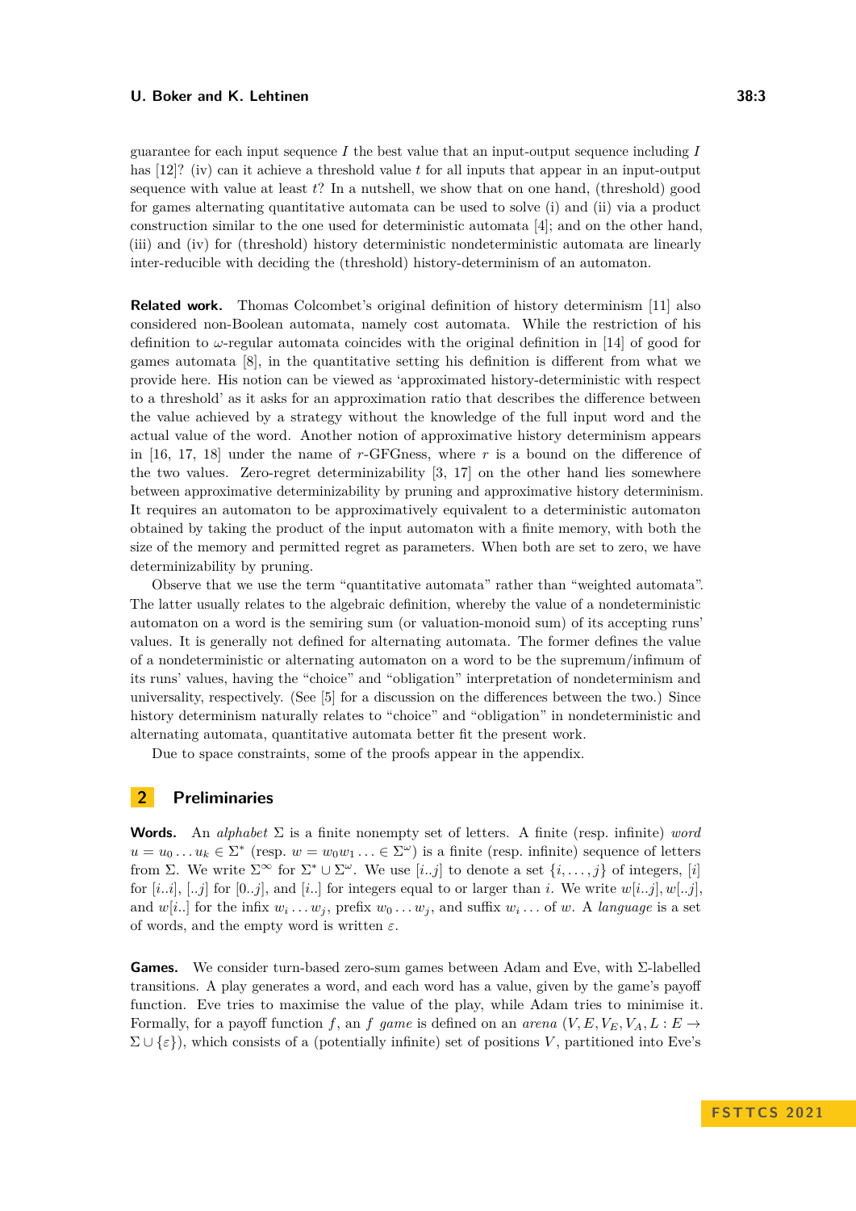guarantee for each input sequence $I$ the best value that an input-output sequence including $I$ has [12]? (iv) can it achieve a threshold value $t$ for all inputs that appear in an input-output sequence with value at least $t$? In a nutshell, we show that on one hand, (threshold) good for games alternating quantitative automata can be used to solve (i) and (ii) via a product construction similar to the one used for deterministic automata [4]; and on the other hand, (iii) and (iv) for (threshold) history deterministic nondeterministic automata are linearly inter-reducible with deciding the (threshold) history-determinism of an automaton.

**Related work.** Thomas Colcombet's original definition of history determinism [11] also considered non-Boolean automata, namely cost automata. While the restriction of his definition to $\omega$-regular automata coincides with the original definition in [14] of good for games automata [8], in the quantitative setting his definition is different from what we provide here. His notion can be viewed as 'approximated history-deterministic with respect to a threshold' as it asks for an approximation ratio that describes the difference between the value achieved by a strategy without the knowledge of the full input word and the actual value of the word. Another notion of approximative history determinism appears in [16, 17, 18] under the name of $r$-GFGness, where $r$ is a bound on the difference of the two values. Zero-regret determinizability [3, 17] on the other hand lies somewhere between approximative determinizability by pruning and approximative history determinism. It requires an automaton to be approximatively equivalent to a deterministic automaton obtained by taking the product of the input automaton with a finite memory, with both the size of the memory and permitted regret as parameters. When both are set to zero, we have determinizability by pruning.

Observe that we use the term "quantitative automata" rather than "weighted automata". The latter usually relates to the algebraic definition, whereby the value of a nondeterministic automaton on a word is the semiring sum (or valuation-monoid sum) of its accepting runs' values. It is generally not defined for alternating automata. The former defines the value of a nondeterministic or alternating automaton on a word to be the supremum/infimum of its runs' values, having the "choice" and "obligation" interpretation of nondeterminism and universality, respectively. (See [5] for a discussion on the differences between the two.) Since history determinism naturally relates to "choice" and "obligation" in nondeterministic and alternating automata, quantitative automata better fit the present work.

Due to space constraints, some of the proofs appear in the appendix.

## 2 Preliminaries

**Words.** An *alphabet* $\Sigma$ is a finite nonempty set of letters. A finite (resp. infinite) *word* $u = u_0 \dots u_k \in \Sigma^*$ (resp. $w = w_0 w_1 \dots \in \Sigma^\omega$) is a finite (resp. infinite) sequence of letters from $\Sigma$. We write $\Sigma^\infty$ for $\Sigma^* \cup \Sigma^\omega$. We use $[i..j]$ to denote a set $\{i, \dots, j\}$ of integers, $[i]$ for $[i..i]$, $[..j]$ for $[0..j]$, and $[i..]$ for integers equal to or larger than $i$. We write $w[i..j]$, $w[..j]$, and $w[i..]$ for the infix $w_i \dots w_j$, prefix $w_0 \dots w_j$, and suffix $w_i \dots$ of $w$. A *language* is a set of words, and the empty word is written $\varepsilon$.

**Games.** We consider turn-based zero-sum games between Adam and Eve, with $\Sigma$-labelled transitions. A play generates a word, and each word has a value, given by the game's payoff function. Eve tries to maximise the value of the play, while Adam tries to minimise it. Formally, for a payoff function $f$, an $f$ *game* is defined on an *arena* $(V, E, V_E, V_A, L : E \to \Sigma \cup \{\varepsilon\})$, which consists of a (potentially infinite) set of positions $V$, partitioned into Eve's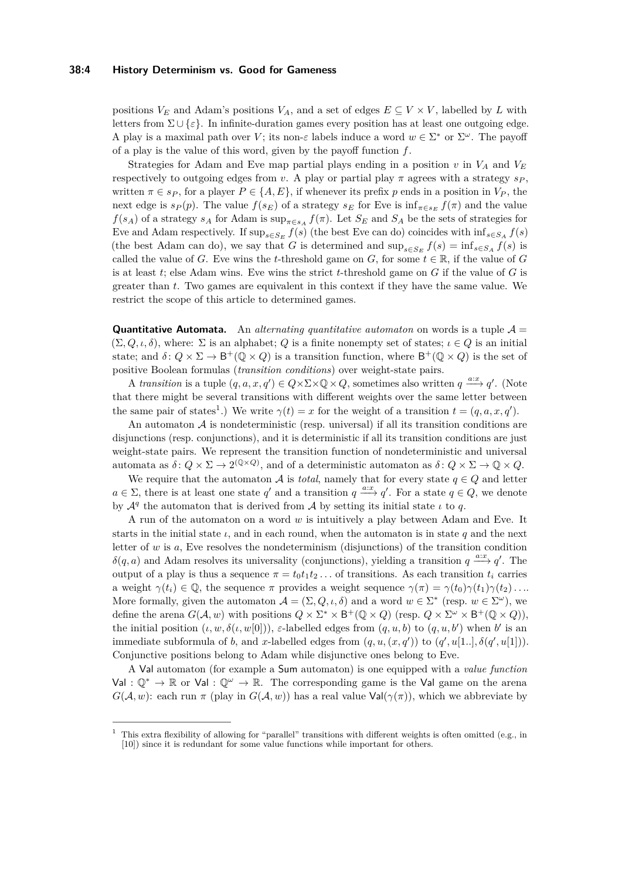positions $V_E$ and Adam's positions $V_A$, and a set of edges $E \subseteq V \times V$, labelled by $L$ with letters from $\Sigma \cup \{\varepsilon\}$. In infinite-duration games every position has at least one outgoing edge. A play is a maximal path over $V$; its non-$\varepsilon$ labels induce a word $w \in \Sigma^*$ or $\Sigma^\omega$. The payoff of a play is the value of this word, given by the payoff function $f$.

Strategies for Adam and Eve map partial plays ending in a position $v$ in $V_A$ and $V_E$ respectively to outgoing edges from $v$. A play or partial play $\pi$ agrees with a strategy $s_P$, written $\pi \in s_P$, for a player $P \in \{A, E\}$, if whenever its prefix $p$ ends in a position in $V_P$, the next edge is $s_P(p)$. The value $f(s_E)$ of a strategy $s_E$ for Eve is $\inf_{\pi \in s_E} f(\pi)$ and the value $f(s_A)$ of a strategy $s_A$ for Adam is $\sup_{\pi \in s_A} f(\pi)$. Let $S_E$ and $S_A$ be the sets of strategies for Eve and Adam respectively. If $\sup_{s \in S_E} f(s)$ (the best Eve can do) coincides with $\inf_{s \in S_A} f(s)$ (the best Adam can do), we say that $G$ is determined and $\sup_{s \in S_E} f(s) = \inf_{s \in S_A} f(s)$ is called the value of $G$. Eve wins the $t$-threshold game on $G$, for some $t \in \mathbb{R}$, if the value of $G$ is at least $t$; else Adam wins. Eve wins the strict $t$-threshold game on $G$ if the value of $G$ is greater than $t$. Two games are equivalent in this context if they have the same value. We restrict the scope of this article to determined games.

**Quantitative Automata.** An *alternating quantitative automaton* on words is a tuple $\mathcal{A} = (\Sigma, Q, \iota, \delta)$, where: $\Sigma$ is an alphabet; $Q$ is a finite nonempty set of states; $\iota \in Q$ is an initial state; and $\delta \colon Q \times \Sigma \to \mathsf{B}^+(\mathbb{Q} \times Q)$ is a transition function, where $\mathsf{B}^+(\mathbb{Q} \times Q)$ is the set of positive Boolean formulas (*transition conditions*) over weight-state pairs.

A *transition* is a tuple $(q, a, x, q') \in Q \times \Sigma \times \mathbb{Q} \times Q$, sometimes also written $q \xrightarrow{a:x} q'$. (Note that there might be several transitions with different weights over the same letter between the same pair of states[1].) We write $\gamma(t) = x$ for the weight of a transition $t = (q, a, x, q')$.

An automaton $\mathcal{A}$ is nondeterministic (resp. universal) if all its transition conditions are disjunctions (resp. conjunctions), and it is deterministic if all its transition conditions are just weight-state pairs. We represent the transition function of nondeterministic and universal automata as $\delta \colon Q \times \Sigma \to 2^{(\mathbb{Q} \times Q)}$, and of a deterministic automaton as $\delta \colon Q \times \Sigma \to \mathbb{Q} \times Q$.

We require that the automaton $\mathcal{A}$ is *total*, namely that for every state $q \in Q$ and letter $a \in \Sigma$, there is at least one state $q'$ and a transition $q \xrightarrow{a:x} q'$. For a state $q \in Q$, we denote by $\mathcal{A}^q$ the automaton that is derived from $\mathcal{A}$ by setting its initial state $\iota$ to $q$.

A run of the automaton on a word $w$ is intuitively a play between Adam and Eve. It starts in the initial state $\iota$, and in each round, when the automaton is in state $q$ and the next letter of $w$ is $a$, Eve resolves the nondeterminism (disjunctions) of the transition condition $\delta(q, a)$ and Adam resolves its universality (conjunctions), yielding a transition $q \xrightarrow{a:x} q'$. The output of a play is thus a sequence $\pi = t_0 t_1 t_2 \ldots$ of transitions. As each transition $t_i$ carries a weight $\gamma(t_i) \in \mathbb{Q}$, the sequence $\pi$ provides a weight sequence $\gamma(\pi) = \gamma(t_0)\gamma(t_1)\gamma(t_2)\ldots$. More formally, given the automaton $\mathcal{A} = (\Sigma, Q, \iota, \delta)$ and a word $w \in \Sigma^*$ (resp. $w \in \Sigma^\omega$), we define the arena $G(\mathcal{A}, w)$ with positions $Q \times \Sigma^* \times \mathsf{B}^+(\mathbb{Q} \times Q)$ (resp. $Q \times \Sigma^\omega \times \mathsf{B}^+(\mathbb{Q} \times Q)$), the initial position $(\iota, w, \delta(\iota, w[0]))$, $\varepsilon$-labelled edges from $(q, u, b)$ to $(q, u, b')$ when $b'$ is an immediate subformula of $b$, and $x$-labelled edges from $(q, u, (x, q'))$ to $(q', u[1..], \delta(q', u[1]))$. Conjunctive positions belong to Adam while disjunctive ones belong to Eve.

A $\mathsf{Val}$ automaton (for example a $\mathsf{Sum}$ automaton) is one equipped with a *value function* $\mathsf{Val} : \mathbb{Q}^* \to \mathbb{R}$ or $\mathsf{Val} : \mathbb{Q}^\omega \to \mathbb{R}$. The corresponding game is the $\mathsf{Val}$ game on the arena $G(\mathcal{A}, w)$: each run $\pi$ (play in $G(\mathcal{A}, w)$) has a real value $\mathsf{Val}(\gamma(\pi))$, which we abbreviate by

---

[1] This extra flexibility of allowing for "parallel" transitions with different weights is often omitted (e.g., in [10]) since it is redundant for some value functions while important for others.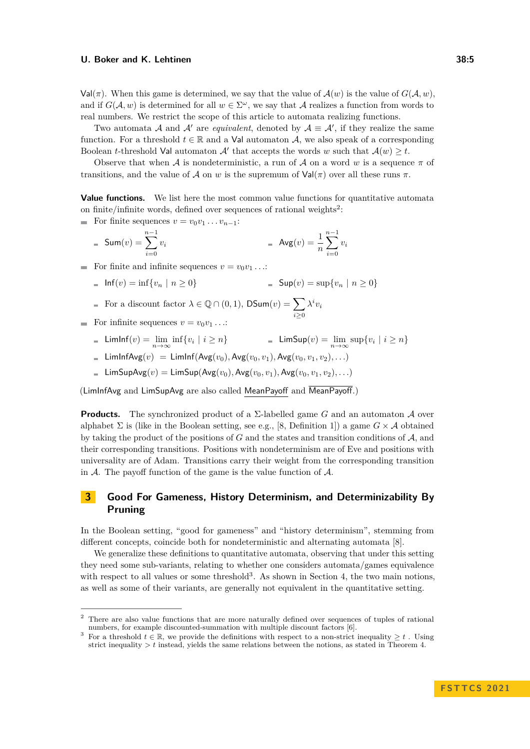$\mathsf{Val}(\pi)$. When this game is determined, we say that the value of $\mathcal{A}(w)$ is the value of $G(\mathcal{A}, w)$, and if $G(\mathcal{A}, w)$ is determined for all $w \in \Sigma^\omega$, we say that $\mathcal{A}$ realizes a function from words to real numbers. We restrict the scope of this article to automata realizing functions.

Two automata $\mathcal{A}$ and $\mathcal{A}'$ are *equivalent*, denoted by $\mathcal{A} \equiv \mathcal{A}'$, if they realize the same function. For a threshold $t \in \mathbb{R}$ and a $\mathsf{Val}$ automaton $\mathcal{A}$, we also speak of a corresponding Boolean $t$-threshold $\mathsf{Val}$ automaton $\mathcal{A}'$ that accepts the words $w$ such that $\mathcal{A}(w) \geq t$.

Observe that when $\mathcal{A}$ is nondeterministic, a run of $\mathcal{A}$ on a word $w$ is a sequence $\pi$ of transitions, and the value of $\mathcal{A}$ on $w$ is the supremum of $\mathsf{Val}(\pi)$ over all these runs $\pi$.

**Value functions.** We list here the most common value functions for quantitative automata on finite/infinite words, defined over sequences of rational weights[2]:

- For finite sequences $v = v_0 v_1 \dots v_{n-1}$:
  - $\mathsf{Sum}(v) = \sum_{i=0}^{n-1} v_i$
  - $\mathsf{Avg}(v) = \frac{1}{n} \sum_{i=0}^{n-1} v_i$
- For finite and infinite sequences $v = v_0 v_1 \dots$:
  - $\mathsf{Inf}(v) = \inf\{v_n \mid n \geq 0\}$
  - $\mathsf{Sup}(v) = \sup\{v_n \mid n \geq 0\}$
  - For a discount factor $\lambda \in \mathbb{Q} \cap (0, 1)$, $\mathsf{DSum}(v) = \sum_{i \geq 0} \lambda^i v_i$
- For infinite sequences $v = v_0 v_1 \dots$:
  - $\mathsf{LimInf}(v) = \lim_{n\to\infty} \inf\{v_i \mid i \geq n\}$
  - $\mathsf{LimSup}(v) = \lim_{n\to\infty} \sup\{v_i \mid i \geq n\}$
  - $\mathsf{LimInfAvg}(v) = \mathsf{LimInf}(\mathsf{Avg}(v_0), \mathsf{Avg}(v_0, v_1), \mathsf{Avg}(v_0, v_1, v_2), \dots)$
  - $\mathsf{LimSupAvg}(v) = \mathsf{LimSup}(\mathsf{Avg}(v_0), \mathsf{Avg}(v_0, v_1), \mathsf{Avg}(v_0, v_1, v_2), \dots)$

($\mathsf{LimInfAvg}$ and $\mathsf{LimSupAvg}$ are also called $\underline{\mathsf{MeanPayoff}}$ and $\overline{\mathsf{MeanPayoff}}$.)

**Products.** The synchronized product of a $\Sigma$-labelled game $G$ and an automaton $\mathcal{A}$ over alphabet $\Sigma$ is (like in the Boolean setting, see e.g., [8, Definition 1]) a game $G \times \mathcal{A}$ obtained by taking the product of the positions of $G$ and the states and transition conditions of $\mathcal{A}$, and their corresponding transitions. Positions with nondeterminism are of Eve and positions with universality are of Adam. Transitions carry their weight from the corresponding transition in $\mathcal{A}$. The payoff function of the game is the value function of $\mathcal{A}$.

## 3 Good For Gameness, History Determinism, and Determinizability By Pruning

In the Boolean setting, "good for gameness" and "history determinism", stemming from different concepts, coincide both for nondeterministic and alternating automata [8].

We generalize these definitions to quantitative automata, observing that under this setting they need some sub-variants, relating to whether one considers automata/games equivalence with respect to all values or some threshold[3]. As shown in Section 4, the two main notions, as well as some of their variants, are generally not equivalent in the quantitative setting.

---

[2] There are also value functions that are more naturally defined over sequences of tuples of rational numbers, for example discounted-summation with multiple discount factors [6].

[3] For a threshold $t \in \mathbb{R}$, we provide the definitions with respect to a non-strict inequality $\geq t$ . Using strict inequality $> t$ instead, yields the same relations between the notions, as stated in Theorem 4.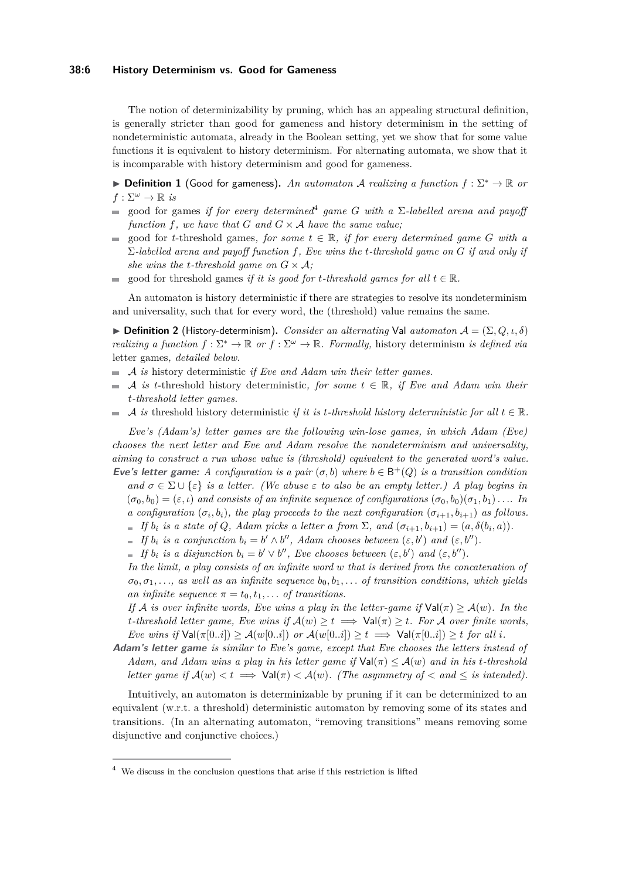The notion of determinizability by pruning, which has an appealing structural definition, is generally stricter than good for gameness and history determinism in the setting of nondeterministic automata, already in the Boolean setting, yet we show that for some value functions it is equivalent to history determinism. For alternating automata, we show that it is incomparable with history determinism and good for gameness.

▶ **Definition 1** (Good for gameness). *An automaton $\mathcal{A}$ realizing a function $f : \Sigma^* \to \mathbb{R}$ or $f : \Sigma^\omega \to \mathbb{R}$ is*

- good for games *if for every determined*[4] *game $G$ with a $\Sigma$-labelled arena and payoff function $f$, we have that $G$ and $G \times \mathcal{A}$ have the same value;*
- good for $t$-threshold games*, for some $t \in \mathbb{R}$, if for every determined game $G$ with a $\Sigma$-labelled arena and payoff function $f$, Eve wins the $t$-threshold game on $G$ if and only if she wins the $t$-threshold game on $G \times \mathcal{A}$;*
- good for threshold games *if it is good for $t$-threshold games for all $t \in \mathbb{R}$.*

An automaton is history deterministic if there are strategies to resolve its nondeterminism and universality, such that for every word, the (threshold) value remains the same.

▶ **Definition 2** (History-determinism). *Consider an alternating* Val *automaton $\mathcal{A} = (\Sigma, Q, \iota, \delta)$ realizing a function $f : \Sigma^* \to \mathbb{R}$ or $f : \Sigma^\omega \to \mathbb{R}$. Formally,* history determinism *is defined via* letter games*, detailed below.*

- *$\mathcal{A}$ is* history deterministic *if Eve and Adam win their letter games.*
- *$\mathcal{A}$ is $t$*-threshold history deterministic*, for some $t \in \mathbb{R}$, if Eve and Adam win their $t$-threshold letter games.*
- *$\mathcal{A}$ is* threshold history deterministic *if it is $t$-threshold history deterministic for all $t \in \mathbb{R}$.*

*Eve's (Adam's) letter games are the following win-lose games, in which Adam (Eve) chooses the next letter and Eve and Adam resolve the nondeterminism and universality, aiming to construct a run whose value is (threshold) equivalent to the generated word's value.*

***Eve's letter game:*** *A configuration is a pair $(\sigma, b)$ where $b \in \mathsf{B}^+(Q)$ is a transition condition and $\sigma \in \Sigma \cup \{\varepsilon\}$ is a letter. (We abuse $\varepsilon$ to also be an empty letter.) A play begins in $(\sigma_0, b_0) = (\varepsilon, \iota)$ and consists of an infinite sequence of configurations $(\sigma_0, b_0)(\sigma_1, b_1) \ldots$. In a configuration $(\sigma_i, b_i)$, the play proceeds to the next configuration $(\sigma_{i+1}, b_{i+1})$ as follows.*

- *If $b_i$ is a state of $Q$, Adam picks a letter $a$ from $\Sigma$, and $(\sigma_{i+1}, b_{i+1}) = (a, \delta(b_i, a))$.*
- *If $b_i$ is a conjunction $b_i = b' \wedge b''$, Adam chooses between $(\varepsilon, b')$ and $(\varepsilon, b'')$.*
- *If $b_i$ is a disjunction $b_i = b' \vee b''$, Eve chooses between $(\varepsilon, b')$ and $(\varepsilon, b'')$.*

*In the limit, a play consists of an infinite word $w$ that is derived from the concatenation of $\sigma_0, \sigma_1, \ldots$, as well as an infinite sequence $b_0, b_1, \ldots$ of transition conditions, which yields an infinite sequence $\pi = t_0, t_1, \ldots$ of transitions.*

*If $\mathcal{A}$ is over infinite words, Eve wins a play in the letter-game if $\mathsf{Val}(\pi) \geq \mathcal{A}(w)$. In the $t$-threshold letter game, Eve wins if $\mathcal{A}(w) \geq t \implies \mathsf{Val}(\pi) \geq t$. For $\mathcal{A}$ over finite words, Eve wins if $\mathsf{Val}(\pi[0..i]) \geq \mathcal{A}(w[0..i])$ or $\mathcal{A}(w[0..i]) \geq t \implies \mathsf{Val}(\pi[0..i]) \geq t$ for all $i$.*

***Adam's letter game*** *is similar to Eve's game, except that Eve chooses the letters instead of Adam, and Adam wins a play in his letter game if $\mathsf{Val}(\pi) \leq \mathcal{A}(w)$ and in his $t$-threshold letter game if $\mathcal{A}(w) < t \implies \mathsf{Val}(\pi) < \mathcal{A}(w)$. (The asymmetry of $<$ and $\leq$ is intended).*

Intuitively, an automaton is determinizable by pruning if it can be determinized to an equivalent (w.r.t. a threshold) deterministic automaton by removing some of its states and transitions. (In an alternating automaton, "removing transitions" means removing some disjunctive and conjunctive choices.)

---

[4] We discuss in the conclusion questions that arise if this restriction is lifted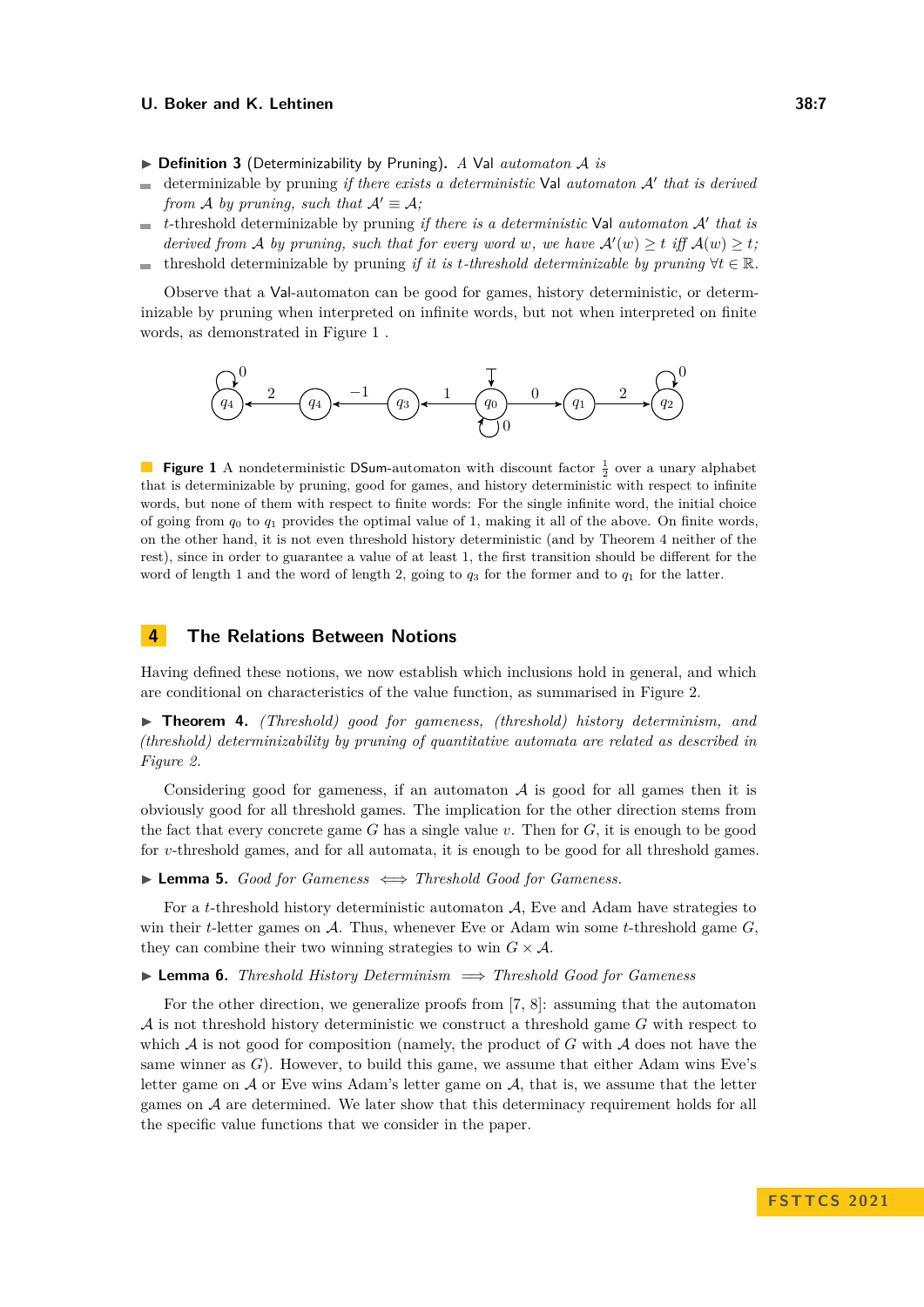▶ **Definition 3** (Determinizability by Pruning). *A* Val *automaton* $\mathcal{A}$ *is*

- determinizable by pruning *if there exists a deterministic* Val *automaton* $\mathcal{A}'$ *that is derived from* $\mathcal{A}$ *by pruning, such that* $\mathcal{A}' \equiv \mathcal{A}$*;*
- $t$-threshold determinizable by pruning *if there is a deterministic* Val *automaton* $\mathcal{A}'$ *that is derived from* $\mathcal{A}$ *by pruning, such that for every word* $w$*, we have* $\mathcal{A}'(w) \geq t$ *iff* $\mathcal{A}(w) \geq t$*;*
- threshold determinizable by pruning *if it is* $t$*-threshold determinizable by pruning* $\forall t \in \mathbb{R}$.

Observe that a Val-automaton can be good for games, history deterministic, or determinizable by pruning when interpreted on infinite words, but not when interpreted on finite words, as demonstrated in Figure 1 .

**Figure 1** A nondeterministic DSum-automaton with discount factor $\frac{1}{2}$ over a unary alphabet that is determinizable by pruning, good for games, and history deterministic with respect to infinite words, but none of them with respect to finite words: For the single infinite word, the initial choice of going from $q_0$ to $q_1$ provides the optimal value of 1, making it all of the above. On finite words, on the other hand, it is not even threshold history deterministic (and by Theorem 4 neither of the rest), since in order to guarantee a value of at least 1, the first transition should be different for the word of length 1 and the word of length 2, going to $q_3$ for the former and to $q_1$ for the latter.

## 4 The Relations Between Notions

Having defined these notions, we now establish which inclusions hold in general, and which are conditional on characteristics of the value function, as summarised in Figure 2.

▶ **Theorem 4.** *(Threshold) good for gameness, (threshold) history determinism, and (threshold) determinizability by pruning of quantitative automata are related as described in Figure 2.*

Considering good for gameness, if an automaton $\mathcal{A}$ is good for all games then it is obviously good for all threshold games. The implication for the other direction stems from the fact that every concrete game $G$ has a single value $v$. Then for $G$, it is enough to be good for $v$-threshold games, and for all automata, it is enough to be good for all threshold games.

▶ **Lemma 5.** *Good for Gameness* $\iff$ *Threshold Good for Gameness.*

For a $t$-threshold history deterministic automaton $\mathcal{A}$, Eve and Adam have strategies to win their $t$-letter games on $\mathcal{A}$. Thus, whenever Eve or Adam win some $t$-threshold game $G$, they can combine their two winning strategies to win $G \times \mathcal{A}$.

▶ **Lemma 6.** *Threshold History Determinism* $\implies$ *Threshold Good for Gameness*

For the other direction, we generalize proofs from [7, 8]: assuming that the automaton $\mathcal{A}$ is not threshold history deterministic we construct a threshold game $G$ with respect to which $\mathcal{A}$ is not good for composition (namely, the product of $G$ with $\mathcal{A}$ does not have the same winner as $G$). However, to build this game, we assume that either Adam wins Eve's letter game on $\mathcal{A}$ or Eve wins Adam's letter game on $\mathcal{A}$, that is, we assume that the letter games on $\mathcal{A}$ are determined. We later show that this determinacy requirement holds for all the specific value functions that we consider in the paper.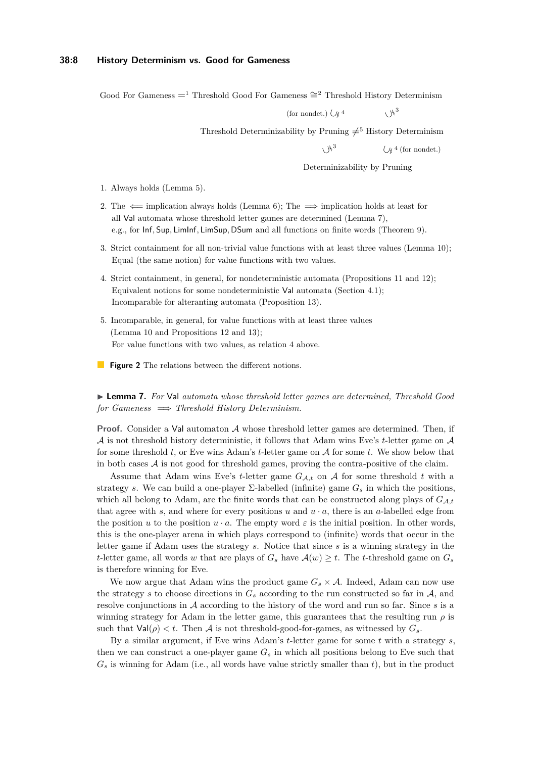Good For Gameness $=^1$ Threshold Good For Gameness $\cong^2$ Threshold History Determinism

(for nondet.) $\subsetneq^4$ $\quad$ $\subsetneq^3$

Threshold Determinizability by Pruning $\neq^5$ History Determinism

$\subsetneq^3$ $\quad$ $\subsetneq^4$ (for nondet.)

Determinizability by Pruning

1. Always holds (Lemma 5).
2. The $\Longleftarrow$ implication always holds (Lemma 6); The $\Longrightarrow$ implication holds at least for all Val automata whose threshold letter games are determined (Lemma 7), e.g., for Inf, Sup, LimInf, LimSup, DSum and all functions on finite words (Theorem 9).
3. Strict containment for all non-trivial value functions with at least three values (Lemma 10); Equal (the same notion) for value functions with two values.
4. Strict containment, in general, for nondeterministic automata (Propositions 11 and 12); Equivalent notions for some nondeterministic Val automata (Section 4.1); Incomparable for alteranting automata (Proposition 13).
5. Incomparable, in general, for value functions with at least three values (Lemma 10 and Propositions 12 and 13); For value functions with two values, as relation 4 above.

**Figure 2** The relations between the different notions.

▶ **Lemma 7.** *For* Val *automata whose threshold letter games are determined, Threshold Good for Gameness $\Longrightarrow$ Threshold History Determinism.*

**Proof.** Consider a Val automaton $\mathcal{A}$ whose threshold letter games are determined. Then, if $\mathcal{A}$ is not threshold history deterministic, it follows that Adam wins Eve's $t$-letter game on $\mathcal{A}$ for some threshold $t$, or Eve wins Adam's $t$-letter game on $\mathcal{A}$ for some $t$. We show below that in both cases $\mathcal{A}$ is not good for threshold games, proving the contra-positive of the claim.

Assume that Adam wins Eve's $t$-letter game $G_{\mathcal{A},t}$ on $\mathcal{A}$ for some threshold $t$ with a strategy $s$. We can build a one-player $\Sigma$-labelled (infinite) game $G_s$ in which the positions, which all belong to Adam, are the finite words that can be constructed along plays of $G_{\mathcal{A},t}$ that agree with $s$, and where for every positions $u$ and $u \cdot a$, there is an $a$-labelled edge from the position $u$ to the position $u \cdot a$. The empty word $\varepsilon$ is the initial position. In other words, this is the one-player arena in which plays correspond to (infinite) words that occur in the letter game if Adam uses the strategy $s$. Notice that since $s$ is a winning strategy in the $t$-letter game, all words $w$ that are plays of $G_s$ have $\mathcal{A}(w) \geq t$. The $t$-threshold game on $G_s$ is therefore winning for Eve.

We now argue that Adam wins the product game $G_s \times \mathcal{A}$. Indeed, Adam can now use the strategy $s$ to choose directions in $G_s$ according to the run constructed so far in $\mathcal{A}$, and resolve conjunctions in $\mathcal{A}$ according to the history of the word and run so far. Since $s$ is a winning strategy for Adam in the letter game, this guarantees that the resulting run $\rho$ is such that $\mathsf{Val}(\rho) < t$. Then $\mathcal{A}$ is not threshold-good-for-games, as witnessed by $G_s$.

By a similar argument, if Eve wins Adam's $t$-letter game for some $t$ with a strategy $s$, then we can construct a one-player game $G_s$ in which all positions belong to Eve such that $G_s$ is winning for Adam (i.e., all words have value strictly smaller than $t$), but in the product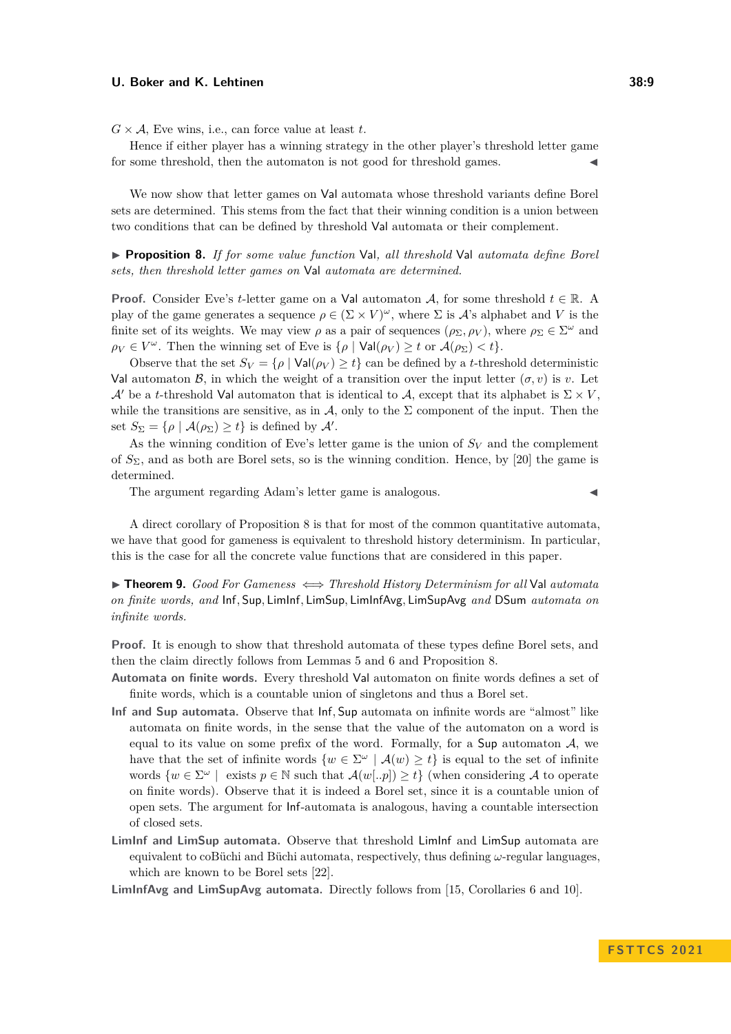$G \times \mathcal{A}$, Eve wins, i.e., can force value at least $t$.

Hence if either player has a winning strategy in the other player's threshold letter game for some threshold, then the automaton is not good for threshold games. ◀

We now show that letter games on Val automata whose threshold variants define Borel sets are determined. This stems from the fact that their winning condition is a union between two conditions that can be defined by threshold Val automata or their complement.

▶ **Proposition 8.** *If for some value function* Val*, all threshold* Val *automata define Borel sets, then threshold letter games on* Val *automata are determined.*

**Proof.** Consider Eve's $t$-letter game on a Val automaton $\mathcal{A}$, for some threshold $t \in \mathbb{R}$. A play of the game generates a sequence $\rho \in (\Sigma \times V)^\omega$, where $\Sigma$ is $\mathcal{A}$'s alphabet and $V$ is the finite set of its weights. We may view $\rho$ as a pair of sequences $(\rho_\Sigma, \rho_V)$, where $\rho_\Sigma \in \Sigma^\omega$ and $\rho_V \in V^\omega$. Then the winning set of Eve is $\{\rho \mid \mathsf{Val}(\rho_V) \geq t \text{ or } \mathcal{A}(\rho_\Sigma) < t\}$.

Observe that the set $S_V = \{\rho \mid \mathsf{Val}(\rho_V) \geq t\}$ can be defined by a $t$-threshold deterministic Val automaton $\mathcal{B}$, in which the weight of a transition over the input letter $(\sigma, v)$ is $v$. Let $\mathcal{A}'$ be a $t$-threshold Val automaton that is identical to $\mathcal{A}$, except that its alphabet is $\Sigma \times V$, while the transitions are sensitive, as in $\mathcal{A}$, only to the $\Sigma$ component of the input. Then the set $S_\Sigma = \{\rho \mid \mathcal{A}(\rho_\Sigma) \geq t\}$ is defined by $\mathcal{A}'$.

As the winning condition of Eve's letter game is the union of $S_V$ and the complement of $S_\Sigma$, and as both are Borel sets, so is the winning condition. Hence, by [20] the game is determined.

The argument regarding Adam's letter game is analogous. ◀

A direct corollary of Proposition 8 is that for most of the common quantitative automata, we have that good for gameness is equivalent to threshold history determinism. In particular, this is the case for all the concrete value functions that are considered in this paper.

▶ **Theorem 9.** *Good For Gameness $\iff$ Threshold History Determinism for all* Val *automata on finite words, and* Inf, Sup, LimInf, LimSup, LimInfAvg, LimSupAvg *and* DSum *automata on infinite words.*

**Proof.** It is enough to show that threshold automata of these types define Borel sets, and then the claim directly follows from Lemmas 5 and 6 and Proposition 8.

**Automata on finite words.** Every threshold Val automaton on finite words defines a set of finite words, which is a countable union of singletons and thus a Borel set.

**Inf and Sup automata.** Observe that Inf, Sup automata on infinite words are "almost" like automata on finite words, in the sense that the value of the automaton on a word is equal to its value on some prefix of the word. Formally, for a Sup automaton $\mathcal{A}$, we have that the set of infinite words $\{w \in \Sigma^\omega \mid \mathcal{A}(w) \geq t\}$ is equal to the set of infinite words $\{w \in \Sigma^\omega \mid \text{ exists } p \in \mathbb{N} \text{ such that } \mathcal{A}(w[..p]) \geq t\}$ (when considering $\mathcal{A}$ to operate on finite words). Observe that it is indeed a Borel set, since it is a countable union of open sets. The argument for Inf-automata is analogous, having a countable intersection of closed sets.

**LimInf and LimSup automata.** Observe that threshold LimInf and LimSup automata are equivalent to coBüchi and Büchi automata, respectively, thus defining $\omega$-regular languages, which are known to be Borel sets [22].

**LimInfAvg and LimSupAvg automata.** Directly follows from [15, Corollaries 6 and 10].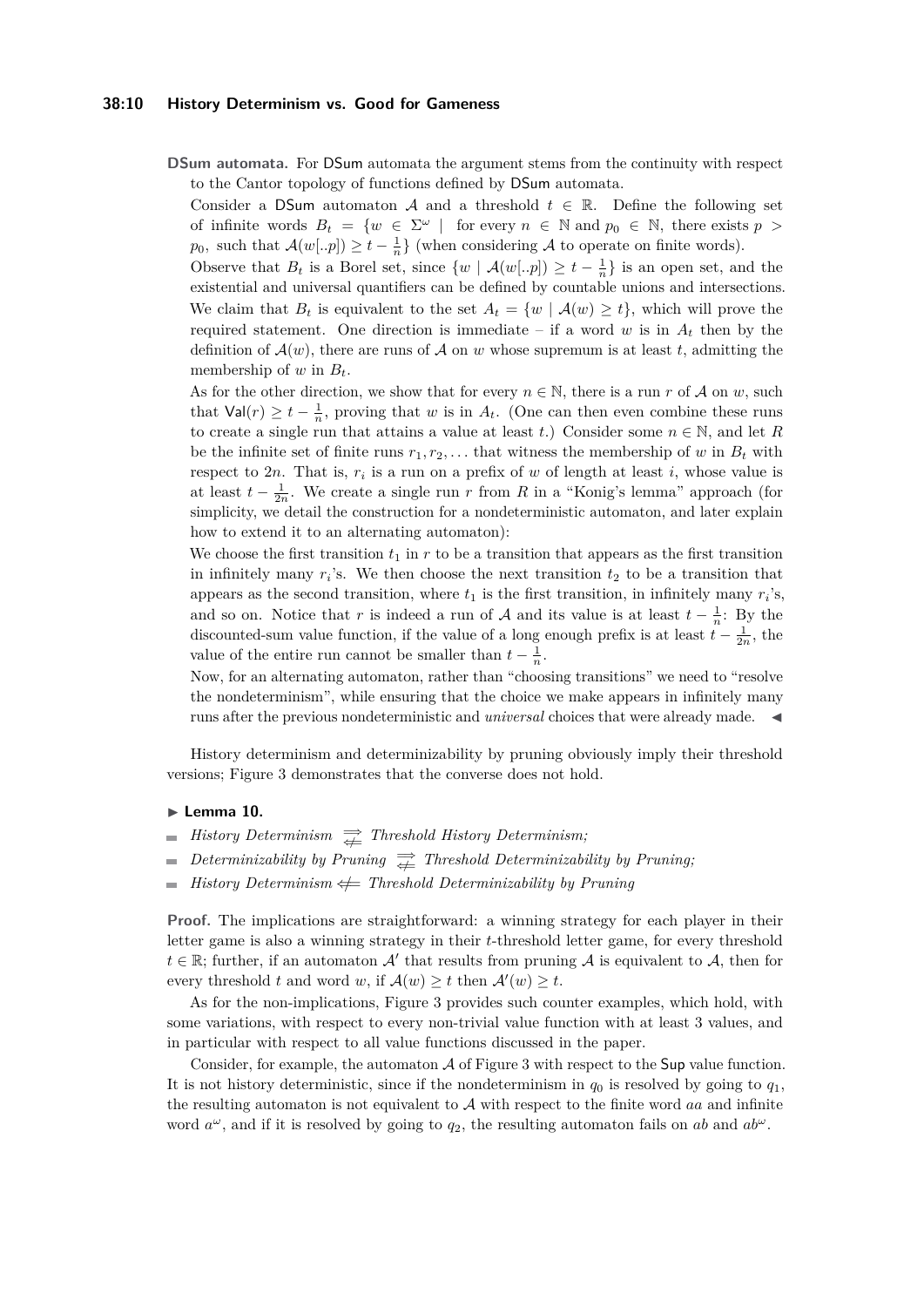**DSum automata.** For DSum automata the argument stems from the continuity with respect to the Cantor topology of functions defined by DSum automata.

Consider a DSum automaton $\mathcal{A}$ and a threshold $t \in \mathbb{R}$. Define the following set of infinite words $B_t = \{w \in \Sigma^\omega \mid$ for every $n \in \mathbb{N}$ and $p_0 \in \mathbb{N}$, there exists $p > p_0$, such that $\mathcal{A}(w[..p]) \geq t - \frac{1}{n}\}$ (when considering $\mathcal{A}$ to operate on finite words).

Observe that $B_t$ is a Borel set, since $\{w \mid \mathcal{A}(w[..p]) \geq t - \frac{1}{n}\}$ is an open set, and the existential and universal quantifiers can be defined by countable unions and intersections. We claim that $B_t$ is equivalent to the set $A_t = \{w \mid \mathcal{A}(w) \geq t\}$, which will prove the required statement. One direction is immediate – if a word $w$ is in $A_t$ then by the definition of $\mathcal{A}(w)$, there are runs of $\mathcal{A}$ on $w$ whose supremum is at least $t$, admitting the membership of $w$ in $B_t$.

As for the other direction, we show that for every $n \in \mathbb{N}$, there is a run $r$ of $\mathcal{A}$ on $w$, such that $\mathsf{Val}(r) \geq t - \frac{1}{n}$, proving that $w$ is in $A_t$. (One can then even combine these runs to create a single run that attains a value at least $t$.) Consider some $n \in \mathbb{N}$, and let $R$ be the infinite set of finite runs $r_1, r_2, \ldots$ that witness the membership of $w$ in $B_t$ with respect to $2n$. That is, $r_i$ is a run on a prefix of $w$ of length at least $i$, whose value is at least $t - \frac{1}{2n}$. We create a single run $r$ from $R$ in a "Konig's lemma" approach (for simplicity, we detail the construction for a nondeterministic automaton, and later explain how to extend it to an alternating automaton):

We choose the first transition $t_1$ in $r$ to be a transition that appears as the first transition in infinitely many $r_i$'s. We then choose the next transition $t_2$ to be a transition that appears as the second transition, where $t_1$ is the first transition, in infinitely many $r_i$'s, and so on. Notice that $r$ is indeed a run of $\mathcal{A}$ and its value is at least $t - \frac{1}{n}$: By the discounted-sum value function, if the value of a long enough prefix is at least $t - \frac{1}{2n}$, the value of the entire run cannot be smaller than $t - \frac{1}{n}$.

Now, for an alternating automaton, rather than "choosing transitions" we need to "resolve the nondeterminism", while ensuring that the choice we make appears in infinitely many runs after the previous nondeterministic and *universal* choices that were already made. ◀

History determinism and determinizability by pruning obviously imply their threshold versions; Figure 3 demonstrates that the converse does not hold.

▶ **Lemma 10.**

- *History Determinism* $\underset{\not\Leftarrow}{\Rightarrow}$ *Threshold History Determinism;*
- *Determinizability by Pruning* $\underset{\not\Leftarrow}{\Rightarrow}$ *Threshold Determinizability by Pruning;*
- *History Determinism* $\not\Leftarrow$ *Threshold Determinizability by Pruning*

**Proof.** The implications are straightforward: a winning strategy for each player in their letter game is also a winning strategy in their $t$-threshold letter game, for every threshold $t \in \mathbb{R}$; further, if an automaton $\mathcal{A}'$ that results from pruning $\mathcal{A}$ is equivalent to $\mathcal{A}$, then for every threshold $t$ and word $w$, if $\mathcal{A}(w) \geq t$ then $\mathcal{A}'(w) \geq t$.

As for the non-implications, Figure 3 provides such counter examples, which hold, with some variations, with respect to every non-trivial value function with at least 3 values, and in particular with respect to all value functions discussed in the paper.

Consider, for example, the automaton $\mathcal{A}$ of Figure 3 with respect to the Sup value function. It is not history deterministic, since if the nondeterminism in $q_0$ is resolved by going to $q_1$, the resulting automaton is not equivalent to $\mathcal{A}$ with respect to the finite word $aa$ and infinite word $a^\omega$, and if it is resolved by going to $q_2$, the resulting automaton fails on $ab$ and $ab^\omega$.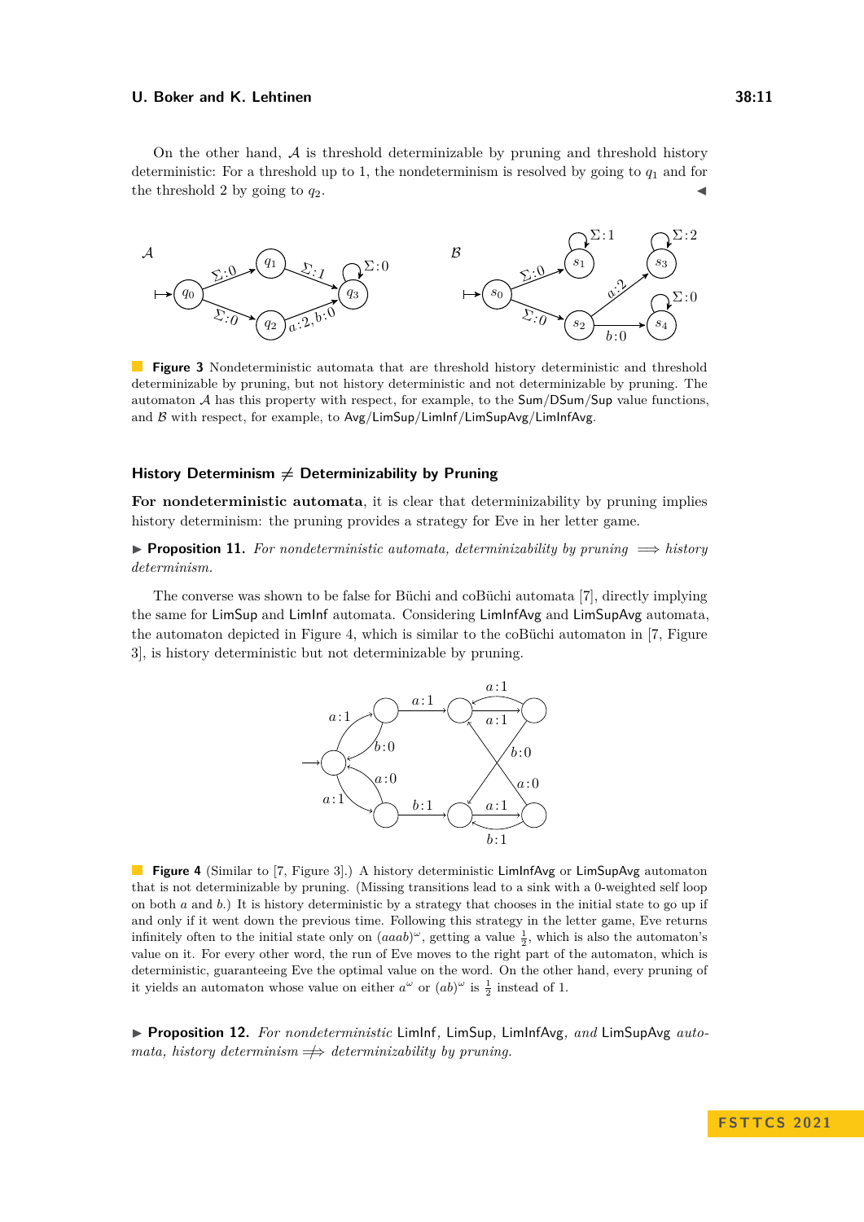On the other hand, $\mathcal{A}$ is threshold determinizable by pruning and threshold history deterministic: For a threshold up to 1, the nondeterminism is resolved by going to $q_1$ and for the threshold 2 by going to $q_2$. ◀

**Figure 3** Nondeterministic automata that are threshold history deterministic and threshold determinizable by pruning, but not history deterministic and not determinizable by pruning. The automaton $\mathcal{A}$ has this property with respect, for example, to the Sum/DSum/Sup value functions, and $\mathcal{B}$ with respect, for example, to Avg/LimSup/LimInf/LimSupAvg/LimInfAvg.

### History Determinism ≠ Determinizability by Pruning

**For nondeterministic automata**, it is clear that determinizability by pruning implies history determinism: the pruning provides a strategy for Eve in her letter game.

▶ **Proposition 11.** *For nondeterministic automata, determinizability by pruning $\implies$ history determinism.*

The converse was shown to be false for Büchi and coBüchi automata [7], directly implying the same for LimSup and LimInf automata. Considering LimInfAvg and LimSupAvg automata, the automaton depicted in Figure 4, which is similar to the coBüchi automaton in [7, Figure 3], is history deterministic but not determinizable by pruning.

**Figure 4** (Similar to [7, Figure 3].) A history deterministic LimInfAvg or LimSupAvg automaton that is not determinizable by pruning. (Missing transitions lead to a sink with a 0-weighted self loop on both $a$ and $b$.) It is history deterministic by a strategy that chooses in the initial state to go up if and only if it went down the previous time. Following this strategy in the letter game, Eve returns infinitely often to the initial state only on $(aaab)^\omega$, getting a value $\frac{1}{2}$, which is also the automaton's value on it. For every other word, the run of Eve moves to the right part of the automaton, which is deterministic, guaranteeing Eve the optimal value on the word. On the other hand, every pruning of it yields an automaton whose value on either $a^\omega$ or $(ab)^\omega$ is $\frac{1}{2}$ instead of 1.

▶ **Proposition 12.** *For nondeterministic* LimInf*,* LimSup*,* LimInfAvg*, and* LimSupAvg *automata, history determinism $\not\Longrightarrow$ determinizability by pruning.*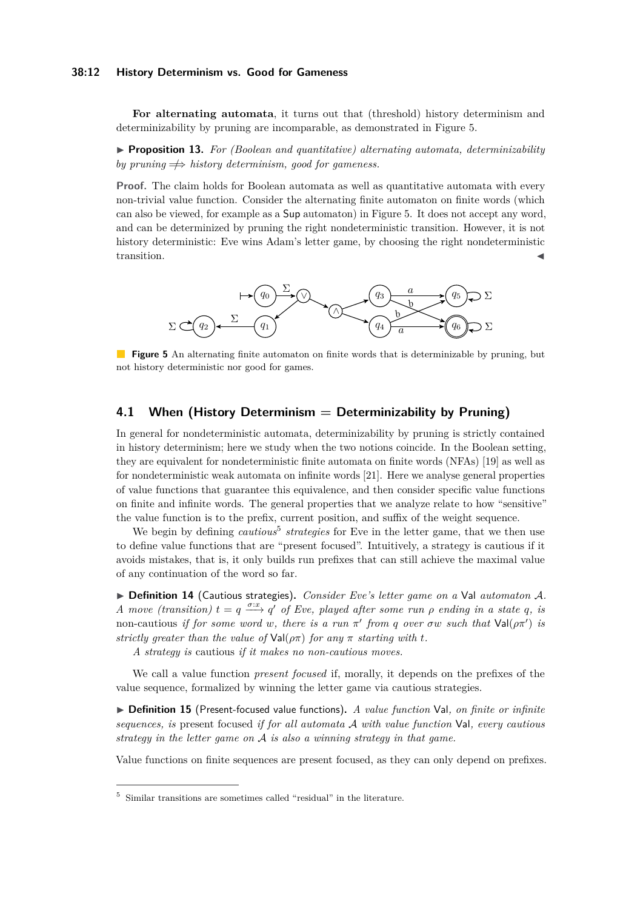**For alternating automata**, it turns out that (threshold) history determinism and determinizability by pruning are incomparable, as demonstrated in Figure 5.

▶ **Proposition 13.** *For (Boolean and quantitative) alternating automata, determinizability by pruning $\not\Rightarrow$ history determinism, good for gameness.*

**Proof.** The claim holds for Boolean automata as well as quantitative automata with every non-trivial value function. Consider the alternating finite automaton on finite words (which can also be viewed, for example as a Sup automaton) in Figure 5. It does not accept any word, and can be determinized by pruning the right nondeterministic transition. However, it is not history deterministic: Eve wins Adam's letter game, by choosing the right nondeterministic transition. ◀

**Figure 5** An alternating finite automaton on finite words that is determinizable by pruning, but not history deterministic nor good for games.

## 4.1 When (History Determinism = Determinizability by Pruning)

In general for nondeterministic automata, determinizability by pruning is strictly contained in history determinism; here we study when the two notions coincide. In the Boolean setting, they are equivalent for nondeterministic finite automata on finite words (NFAs) [19] as well as for nondeterministic weak automata on infinite words [21]. Here we analyse general properties of value functions that guarantee this equivalence, and then consider specific value functions on finite and infinite words. The general properties that we analyze relate to how "sensitive" the value function is to the prefix, current position, and suffix of the weight sequence.

We begin by defining *cautious*[5] *strategies* for Eve in the letter game, that we then use to define value functions that are "present focused". Intuitively, a strategy is cautious if it avoids mistakes, that is, it only builds run prefixes that can still achieve the maximal value of any continuation of the word so far.

▶ **Definition 14** (Cautious strategies)**.** *Consider Eve's letter game on a* Val *automaton $\mathcal{A}$. A move (transition) $t = q \xrightarrow{\sigma:x} q'$ of Eve, played after some run $\rho$ ending in a state $q$, is* non-cautious *if for some word $w$, there is a run $\pi'$ from $q$ over $\sigma w$ such that* $\mathsf{Val}(\rho\pi')$ *is strictly greater than the value of* $\mathsf{Val}(\rho\pi)$ *for any $\pi$ starting with $t$.*

*A strategy is* cautious *if it makes no non-cautious moves.*

We call a value function *present focused* if, morally, it depends on the prefixes of the value sequence, formalized by winning the letter game via cautious strategies.

▶ **Definition 15** (Present-focused value functions)**.** *A value function* Val*, on finite or infinite sequences, is* present focused *if for all automata $\mathcal{A}$ with value function* Val*, every cautious strategy in the letter game on $\mathcal{A}$ is also a winning strategy in that game.*

Value functions on finite sequences are present focused, as they can only depend on prefixes.

[5] Similar transitions are sometimes called "residual" in the literature.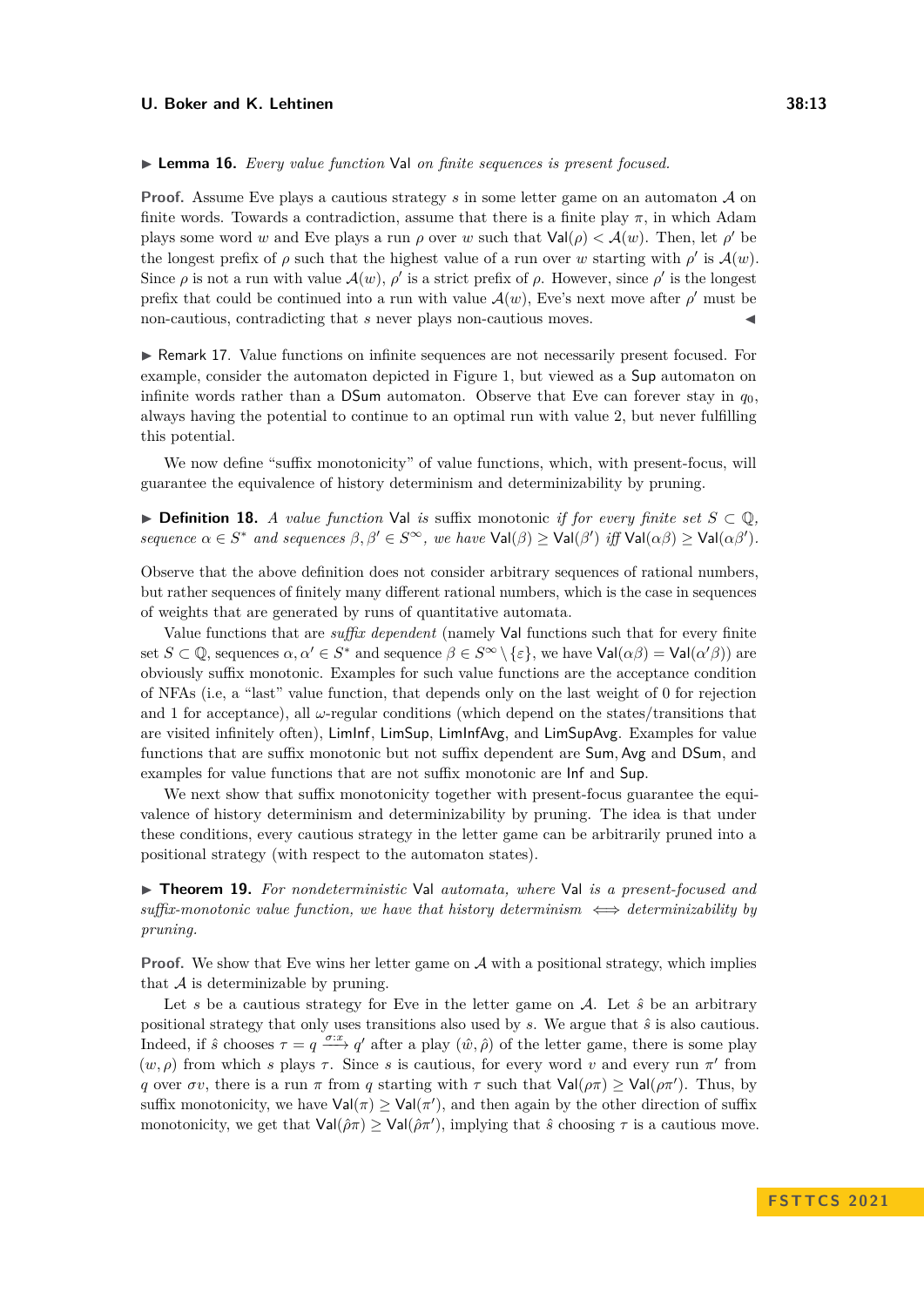▶ **Lemma 16.** *Every value function* Val *on finite sequences is present focused.*

**Proof.** Assume Eve plays a cautious strategy $s$ in some letter game on an automaton $\mathcal{A}$ on finite words. Towards a contradiction, assume that there is a finite play $\pi$, in which Adam plays some word $w$ and Eve plays a run $\rho$ over $w$ such that $\mathsf{Val}(\rho) < \mathcal{A}(w)$. Then, let $\rho'$ be the longest prefix of $\rho$ such that the highest value of a run over $w$ starting with $\rho'$ is $\mathcal{A}(w)$. Since $\rho$ is not a run with value $\mathcal{A}(w)$, $\rho'$ is a strict prefix of $\rho$. However, since $\rho'$ is the longest prefix that could be continued into a run with value $\mathcal{A}(w)$, Eve's next move after $\rho'$ must be non-cautious, contradicting that $s$ never plays non-cautious moves. ◀

▶ Remark 17. Value functions on infinite sequences are not necessarily present focused. For example, consider the automaton depicted in Figure 1, but viewed as a Sup automaton on infinite words rather than a DSum automaton. Observe that Eve can forever stay in $q_0$, always having the potential to continue to an optimal run with value 2, but never fulfilling this potential.

We now define "suffix monotonicity" of value functions, which, with present-focus, will guarantee the equivalence of history determinism and determinizability by pruning.

▶ **Definition 18.** *A value function* Val *is* suffix monotonic *if for every finite set $S \subset \mathbb{Q}$, sequence $\alpha \in S^*$ and sequences $\beta, \beta' \in S^\infty$, we have $\mathsf{Val}(\beta) \geq \mathsf{Val}(\beta')$ iff $\mathsf{Val}(\alpha\beta) \geq \mathsf{Val}(\alpha\beta')$.*

Observe that the above definition does not consider arbitrary sequences of rational numbers, but rather sequences of finitely many different rational numbers, which is the case in sequences of weights that are generated by runs of quantitative automata.

Value functions that are *suffix dependent* (namely Val functions such that for every finite set $S \subset \mathbb{Q}$, sequences $\alpha, \alpha' \in S^*$ and sequence $\beta \in S^\infty \setminus \{\varepsilon\}$, we have $\mathsf{Val}(\alpha\beta) = \mathsf{Val}(\alpha'\beta)$) are obviously suffix monotonic. Examples for such value functions are the acceptance condition of NFAs (i.e, a "last" value function, that depends only on the last weight of 0 for rejection and 1 for acceptance), all $\omega$-regular conditions (which depend on the states/transitions that are visited infinitely often), LimInf, LimSup, LimInfAvg, and LimSupAvg. Examples for value functions that are suffix monotonic but not suffix dependent are Sum, Avg and DSum, and examples for value functions that are not suffix monotonic are Inf and Sup.

We next show that suffix monotonicity together with present-focus guarantee the equivalence of history determinism and determinizability by pruning. The idea is that under these conditions, every cautious strategy in the letter game can be arbitrarily pruned into a positional strategy (with respect to the automaton states).

▶ **Theorem 19.** *For nondeterministic* Val *automata, where* Val *is a present-focused and suffix-monotonic value function, we have that history determinism $\iff$ determinizability by pruning.*

**Proof.** We show that Eve wins her letter game on $\mathcal{A}$ with a positional strategy, which implies that $\mathcal{A}$ is determinizable by pruning.

Let $s$ be a cautious strategy for Eve in the letter game on $\mathcal{A}$. Let $\hat{s}$ be an arbitrary positional strategy that only uses transitions also used by $s$. We argue that $\hat{s}$ is also cautious. Indeed, if $\hat{s}$ chooses $\tau = q \xrightarrow{\sigma:x} q'$ after a play $(\hat{w}, \hat{\rho})$ of the letter game, there is some play $(w, \rho)$ from which $s$ plays $\tau$. Since $s$ is cautious, for every word $v$ and every run $\pi'$ from $q$ over $\sigma v$, there is a run $\pi$ from $q$ starting with $\tau$ such that $\mathsf{Val}(\rho\pi) \geq \mathsf{Val}(\rho\pi')$. Thus, by suffix monotonicity, we have $\mathsf{Val}(\pi) \geq \mathsf{Val}(\pi')$, and then again by the other direction of suffix monotonicity, we get that $\mathsf{Val}(\hat{\rho}\pi) \geq \mathsf{Val}(\hat{\rho}\pi')$, implying that $\hat{s}$ choosing $\tau$ is a cautious move.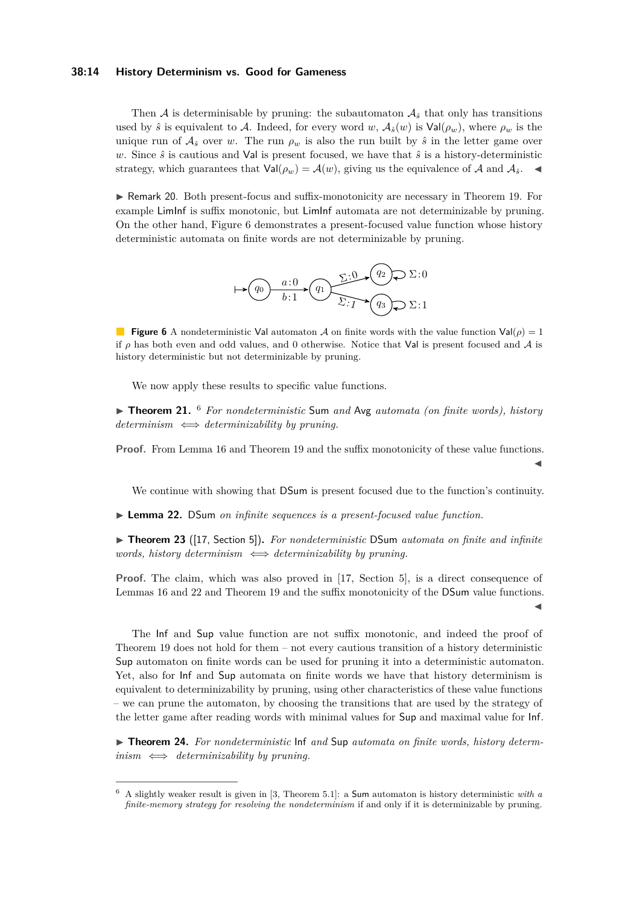Then $\mathcal{A}$ is determinisable by pruning: the subautomaton $\mathcal{A}_{\hat{s}}$ that only has transitions used by $\hat{s}$ is equivalent to $\mathcal{A}$. Indeed, for every word $w$, $\mathcal{A}_{\hat{s}}(w)$ is $\mathsf{Val}(\rho_w)$, where $\rho_w$ is the unique run of $\mathcal{A}_{\hat{s}}$ over $w$. The run $\rho_w$ is also the run built by $\hat{s}$ in the letter game over $w$. Since $\hat{s}$ is cautious and $\mathsf{Val}$ is present focused, we have that $\hat{s}$ is a history-deterministic strategy, which guarantees that $\mathsf{Val}(\rho_w) = \mathcal{A}(w)$, giving us the equivalence of $\mathcal{A}$ and $\mathcal{A}_{\hat{s}}$. ◀

▶ Remark 20. Both present-focus and suffix-monotonicity are necessary in Theorem 19. For example LimInf is suffix monotonic, but LimInf automata are not determinizable by pruning. On the other hand, Figure 6 demonstrates a present-focused value function whose history deterministic automata on finite words are not determinizable by pruning.

**Figure 6** A nondeterministic $\mathsf{Val}$ automaton $\mathcal{A}$ on finite words with the value function $\mathsf{Val}(\rho) = 1$ if $\rho$ has both even and odd values, and 0 otherwise. Notice that $\mathsf{Val}$ is present focused and $\mathcal{A}$ is history deterministic but not determinizable by pruning.

We now apply these results to specific value functions.

▶ **Theorem 21.** [6] *For nondeterministic* Sum *and* Avg *automata (on finite words), history determinism $\iff$ determinizability by pruning.*

**Proof.** From Lemma 16 and Theorem 19 and the suffix monotonicity of these value functions. ◀

We continue with showing that DSum is present focused due to the function's continuity.

▶ **Lemma 22.** DSum *on infinite sequences is a present-focused value function.*

▶ **Theorem 23** ([17, Section 5]). *For nondeterministic* DSum *automata on finite and infinite words, history determinism $\iff$ determinizability by pruning.*

**Proof.** The claim, which was also proved in [17, Section 5], is a direct consequence of Lemmas 16 and 22 and Theorem 19 and the suffix monotonicity of the DSum value functions. ◀

The Inf and Sup value function are not suffix monotonic, and indeed the proof of Theorem 19 does not hold for them – not every cautious transition of a history deterministic Sup automaton on finite words can be used for pruning it into a deterministic automaton. Yet, also for Inf and Sup automata on finite words we have that history determinism is equivalent to determinizability by pruning, using other characteristics of these value functions – we can prune the automaton, by choosing the transitions that are used by the strategy of the letter game after reading words with minimal values for Sup and maximal value for Inf.

▶ **Theorem 24.** *For nondeterministic* Inf *and* Sup *automata on finite words, history determinism $\iff$ determinizability by pruning.*

---

[6] A slightly weaker result is given in [3, Theorem 5.1]: a Sum automaton is history deterministic *with a finite-memory strategy for resolving the nondeterminism* if and only if it is determinizable by pruning.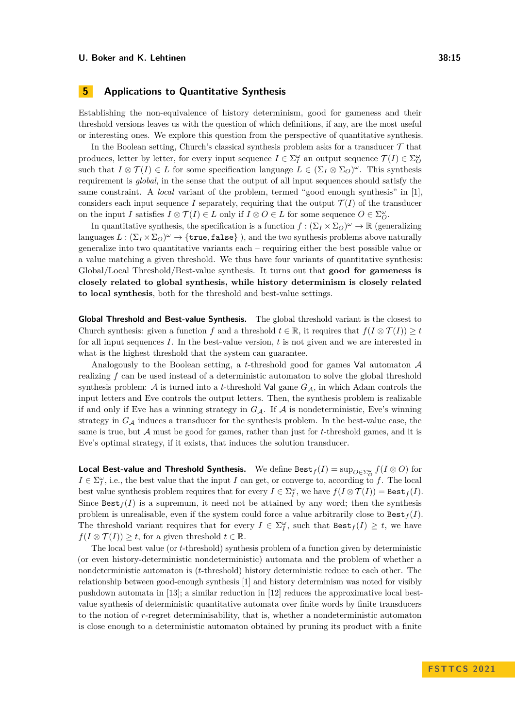## 5 Applications to Quantitative Synthesis

Establishing the non-equivalence of history determinism, good for gameness and their threshold versions leaves us with the question of which definitions, if any, are the most useful or interesting ones. We explore this question from the perspective of quantitative synthesis.

In the Boolean setting, Church's classical synthesis problem asks for a transducer $\mathcal{T}$ that produces, letter by letter, for every input sequence $I \in \Sigma_I^\omega$ an output sequence $\mathcal{T}(I) \in \Sigma_O^\omega$ such that $I \otimes \mathcal{T}(I) \in L$ for some specification language $L \in (\Sigma_I \otimes \Sigma_O)^\omega$. This synthesis requirement is *global*, in the sense that the output of all input sequences should satisfy the same constraint. A *local* variant of the problem, termed "good enough synthesis" in [1], considers each input sequence $I$ separately, requiring that the output $\mathcal{T}(I)$ of the transducer on the input $I$ satisfies $I \otimes \mathcal{T}(I) \in L$ only if $I \otimes O \in L$ for some sequence $O \in \Sigma_O^\omega$.

In quantitative synthesis, the specification is a function $f : (\Sigma_I \times \Sigma_O)^\omega \to \mathbb{R}$ (generalizing languages $L : (\Sigma_I \times \Sigma_O)^\omega \to \{\texttt{true}, \texttt{false}\}$ ), and the two synthesis problems above naturally generalize into two quantitative variants each – requiring either the best possible value or a value matching a given threshold. We thus have four variants of quantitative synthesis: Global/Local Threshold/Best-value synthesis. It turns out that **good for gameness is closely related to global synthesis, while history determinism is closely related to local synthesis**, both for the threshold and best-value settings.

**Global Threshold and Best-value Synthesis.** The global threshold variant is the closest to Church synthesis: given a function $f$ and a threshold $t \in \mathbb{R}$, it requires that $f(I \otimes \mathcal{T}(I)) \geq t$ for all input sequences $I$. In the best-value version, $t$ is not given and we are interested in what is the highest threshold that the system can guarantee.

Analogously to the Boolean setting, a $t$-threshold good for games $\mathsf{Val}$ automaton $\mathcal{A}$ realizing $f$ can be used instead of a deterministic automaton to solve the global threshold synthesis problem: $\mathcal{A}$ is turned into a $t$-threshold $\mathsf{Val}$ game $G_\mathcal{A}$, in which Adam controls the input letters and Eve controls the output letters. Then, the synthesis problem is realizable if and only if Eve has a winning strategy in $G_\mathcal{A}$. If $\mathcal{A}$ is nondeterministic, Eve's winning strategy in $G_\mathcal{A}$ induces a transducer for the synthesis problem. In the best-value case, the same is true, but $\mathcal{A}$ must be good for games, rather than just for $t$-threshold games, and it is Eve's optimal strategy, if it exists, that induces the solution transducer.

**Local Best-value and Threshold Synthesis.** We define $\texttt{Best}_f(I) = \sup_{O \in \Sigma_O^\omega} f(I \otimes O)$ for $I \in \Sigma_I^\omega$, i.e., the best value that the input $I$ can get, or converge to, according to $f$. The local best value synthesis problem requires that for every $I \in \Sigma_I^\omega$, we have $f(I \otimes \mathcal{T}(I)) = \texttt{Best}_f(I)$. Since $\texttt{Best}_f(I)$ is a supremum, it need not be attained by any word; then the synthesis problem is unrealisable, even if the system could force a value arbitrarily close to $\texttt{Best}_f(I)$. The threshold variant requires that for every $I \in \Sigma_I^\omega$, such that $\texttt{Best}_f(I) \geq t$, we have $f(I \otimes \mathcal{T}(I)) \geq t$, for a given threshold $t \in \mathbb{R}$.

The local best value (or $t$-threshold) synthesis problem of a function given by deterministic (or even history-deterministic nondeterministic) automata and the problem of whether a nondeterministic automaton is ($t$-threshold) history deterministic reduce to each other. The relationship between good-enough synthesis [1] and history determinism was noted for visibly pushdown automata in [13]; a similar reduction in [12] reduces the approximative local best-value synthesis of deterministic quantitative automata over finite words by finite transducers to the notion of $r$-regret determinisability, that is, whether a nondeterministic automaton is close enough to a deterministic automaton obtained by pruning its product with a finite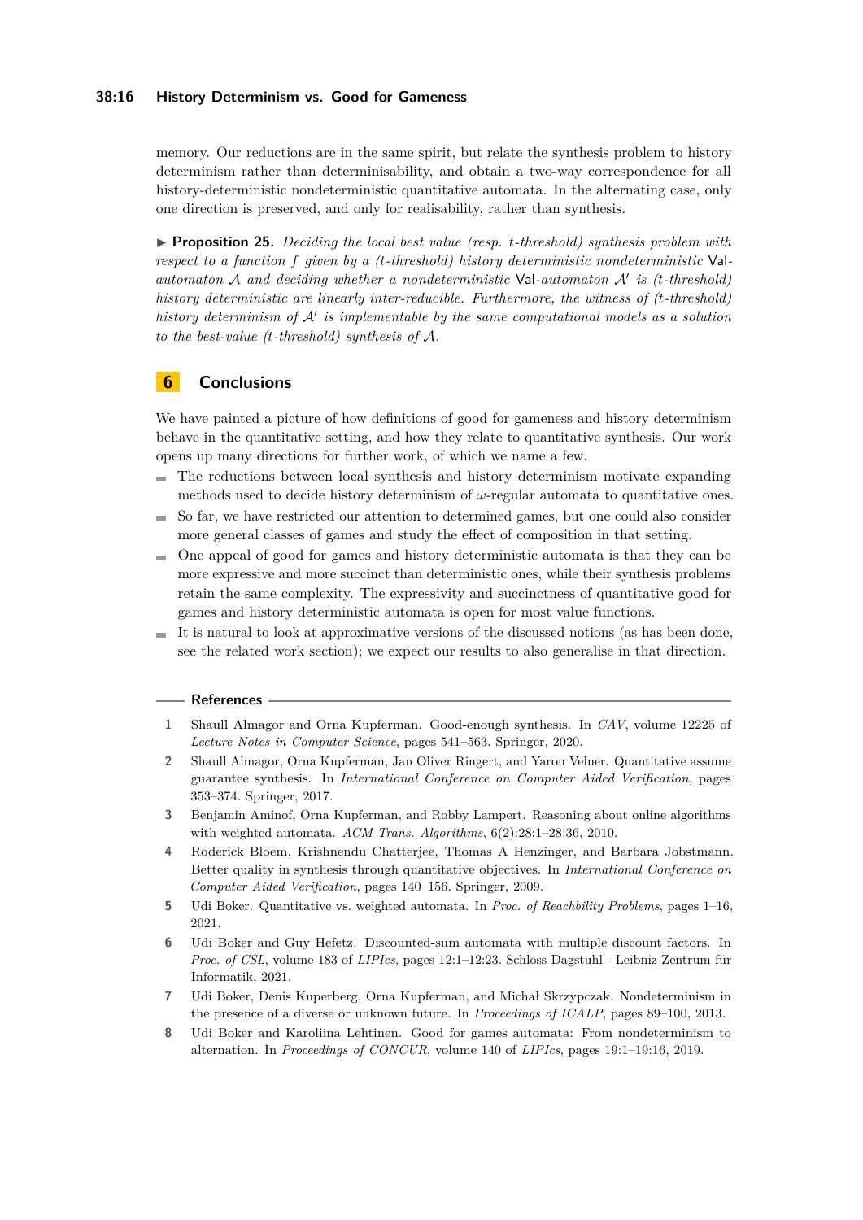memory. Our reductions are in the same spirit, but relate the synthesis problem to history determinism rather than determinisability, and obtain a two-way correspondence for all history-deterministic nondeterministic quantitative automata. In the alternating case, only one direction is preserved, and only for realisability, rather than synthesis.

▶ **Proposition 25.** *Deciding the local best value (resp. t-threshold) synthesis problem with respect to a function $f$ given by a (t-threshold) history deterministic nondeterministic* Val*-automaton $\mathcal{A}$ and deciding whether a nondeterministic* Val*-automaton $\mathcal{A}'$ is (t-threshold) history deterministic are linearly inter-reducible. Furthermore, the witness of (t-threshold) history determinism of $\mathcal{A}'$ is implementable by the same computational models as a solution to the best-value (t-threshold) synthesis of $\mathcal{A}$.*

## 6 Conclusions

We have painted a picture of how definitions of good for gameness and history determinism behave in the quantitative setting, and how they relate to quantitative synthesis. Our work opens up many directions for further work, of which we name a few.

- The reductions between local synthesis and history determinism motivate expanding methods used to decide history determinism of $\omega$-regular automata to quantitative ones.
- So far, we have restricted our attention to determined games, but one could also consider more general classes of games and study the effect of composition in that setting.
- One appeal of good for games and history deterministic automata is that they can be more expressive and more succinct than deterministic ones, while their synthesis problems retain the same complexity. The expressivity and succinctness of quantitative good for games and history deterministic automata is open for most value functions.
- It is natural to look at approximative versions of the discussed notions (as has been done, see the related work section); we expect our results to also generalise in that direction.

## References

1. Shaull Almagor and Orna Kupferman. Good-enough synthesis. In *CAV*, volume 12225 of *Lecture Notes in Computer Science*, pages 541–563. Springer, 2020.
2. Shaull Almagor, Orna Kupferman, Jan Oliver Ringert, and Yaron Velner. Quantitative assume guarantee synthesis. In *International Conference on Computer Aided Verification*, pages 353–374. Springer, 2017.
3. Benjamin Aminof, Orna Kupferman, and Robby Lampert. Reasoning about online algorithms with weighted automata. *ACM Trans. Algorithms*, 6(2):28:1–28:36, 2010.
4. Roderick Bloem, Krishnendu Chatterjee, Thomas A Henzinger, and Barbara Jobstmann. Better quality in synthesis through quantitative objectives. In *International Conference on Computer Aided Verification*, pages 140–156. Springer, 2009.
5. Udi Boker. Quantitative vs. weighted automata. In *Proc. of Reachbility Problems*, pages 1–16, 2021.
6. Udi Boker and Guy Hefetz. Discounted-sum automata with multiple discount factors. In *Proc. of CSL*, volume 183 of *LIPIcs*, pages 12:1–12:23. Schloss Dagstuhl - Leibniz-Zentrum für Informatik, 2021.
7. Udi Boker, Denis Kuperberg, Orna Kupferman, and Michał Skrzypczak. Nondeterminism in the presence of a diverse or unknown future. In *Proceedings of ICALP*, pages 89–100, 2013.
8. Udi Boker and Karoliina Lehtinen. Good for games automata: From nondeterminism to alternation. In *Proceedings of CONCUR*, volume 140 of *LIPIcs*, pages 19:1–19:16, 2019.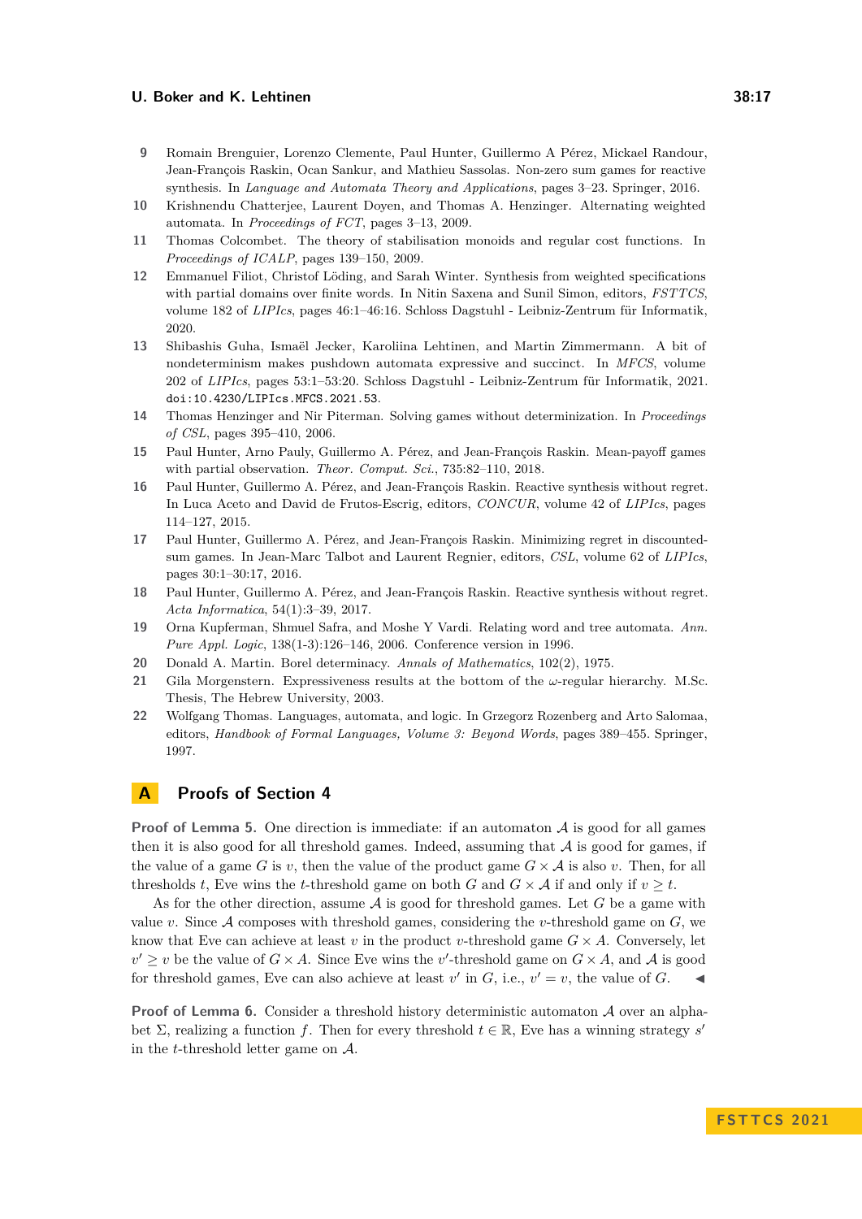9. Romain Brenguier, Lorenzo Clemente, Paul Hunter, Guillermo A Pérez, Mickael Randour, Jean-François Raskin, Ocan Sankur, and Mathieu Sassolas. Non-zero sum games for reactive synthesis. In *Language and Automata Theory and Applications*, pages 3–23. Springer, 2016.
10. Krishnendu Chatterjee, Laurent Doyen, and Thomas A. Henzinger. Alternating weighted automata. In *Proceedings of FCT*, pages 3–13, 2009.
11. Thomas Colcombet. The theory of stabilisation monoids and regular cost functions. In *Proceedings of ICALP*, pages 139–150, 2009.
12. Emmanuel Filiot, Christof Löding, and Sarah Winter. Synthesis from weighted specifications with partial domains over finite words. In Nitin Saxena and Sunil Simon, editors, *FSTTCS*, volume 182 of *LIPIcs*, pages 46:1–46:16. Schloss Dagstuhl - Leibniz-Zentrum für Informatik, 2020.
13. Shibashis Guha, Ismaël Jecker, Karoliina Lehtinen, and Martin Zimmermann. A bit of nondeterminism makes pushdown automata expressive and succinct. In *MFCS*, volume 202 of *LIPIcs*, pages 53:1–53:20. Schloss Dagstuhl - Leibniz-Zentrum für Informatik, 2021. `doi:10.4230/LIPIcs.MFCS.2021.53`.
14. Thomas Henzinger and Nir Piterman. Solving games without determinization. In *Proceedings of CSL*, pages 395–410, 2006.
15. Paul Hunter, Arno Pauly, Guillermo A. Pérez, and Jean-François Raskin. Mean-payoff games with partial observation. *Theor. Comput. Sci.*, 735:82–110, 2018.
16. Paul Hunter, Guillermo A. Pérez, and Jean-François Raskin. Reactive synthesis without regret. In Luca Aceto and David de Frutos-Escrig, editors, *CONCUR*, volume 42 of *LIPIcs*, pages 114–127, 2015.
17. Paul Hunter, Guillermo A. Pérez, and Jean-François Raskin. Minimizing regret in discounted-sum games. In Jean-Marc Talbot and Laurent Regnier, editors, *CSL*, volume 62 of *LIPIcs*, pages 30:1–30:17, 2016.
18. Paul Hunter, Guillermo A. Pérez, and Jean-François Raskin. Reactive synthesis without regret. *Acta Informatica*, 54(1):3–39, 2017.
19. Orna Kupferman, Shmuel Safra, and Moshe Y Vardi. Relating word and tree automata. *Ann. Pure Appl. Logic*, 138(1-3):126–146, 2006. Conference version in 1996.
20. Donald A. Martin. Borel determinacy. *Annals of Mathematics*, 102(2), 1975.
21. Gila Morgenstern. Expressiveness results at the bottom of the $\omega$-regular hierarchy. M.Sc. Thesis, The Hebrew University, 2003.
22. Wolfgang Thomas. Languages, automata, and logic. In Grzegorz Rozenberg and Arto Salomaa, editors, *Handbook of Formal Languages, Volume 3: Beyond Words*, pages 389–455. Springer, 1997.

## A Proofs of Section 4

**Proof of Lemma 5.** One direction is immediate: if an automaton $\mathcal{A}$ is good for all games then it is also good for all threshold games. Indeed, assuming that $\mathcal{A}$ is good for games, if the value of a game $G$ is $v$, then the value of the product game $G \times \mathcal{A}$ is also $v$. Then, for all thresholds $t$, Eve wins the $t$-threshold game on both $G$ and $G \times \mathcal{A}$ if and only if $v \geq t$.

As for the other direction, assume $\mathcal{A}$ is good for threshold games. Let $G$ be a game with value $v$. Since $\mathcal{A}$ composes with threshold games, considering the $v$-threshold game on $G$, we know that Eve can achieve at least $v$ in the product $v$-threshold game $G \times A$. Conversely, let $v' \geq v$ be the value of $G \times A$. Since Eve wins the $v'$-threshold game on $G \times A$, and $\mathcal{A}$ is good for threshold games, Eve can also achieve at least $v'$ in $G$, i.e., $v' = v$, the value of $G$. ◂

**Proof of Lemma 6.** Consider a threshold history deterministic automaton $\mathcal{A}$ over an alphabet $\Sigma$, realizing a function $f$. Then for every threshold $t \in \mathbb{R}$, Eve has a winning strategy $s'$ in the $t$-threshold letter game on $\mathcal{A}$.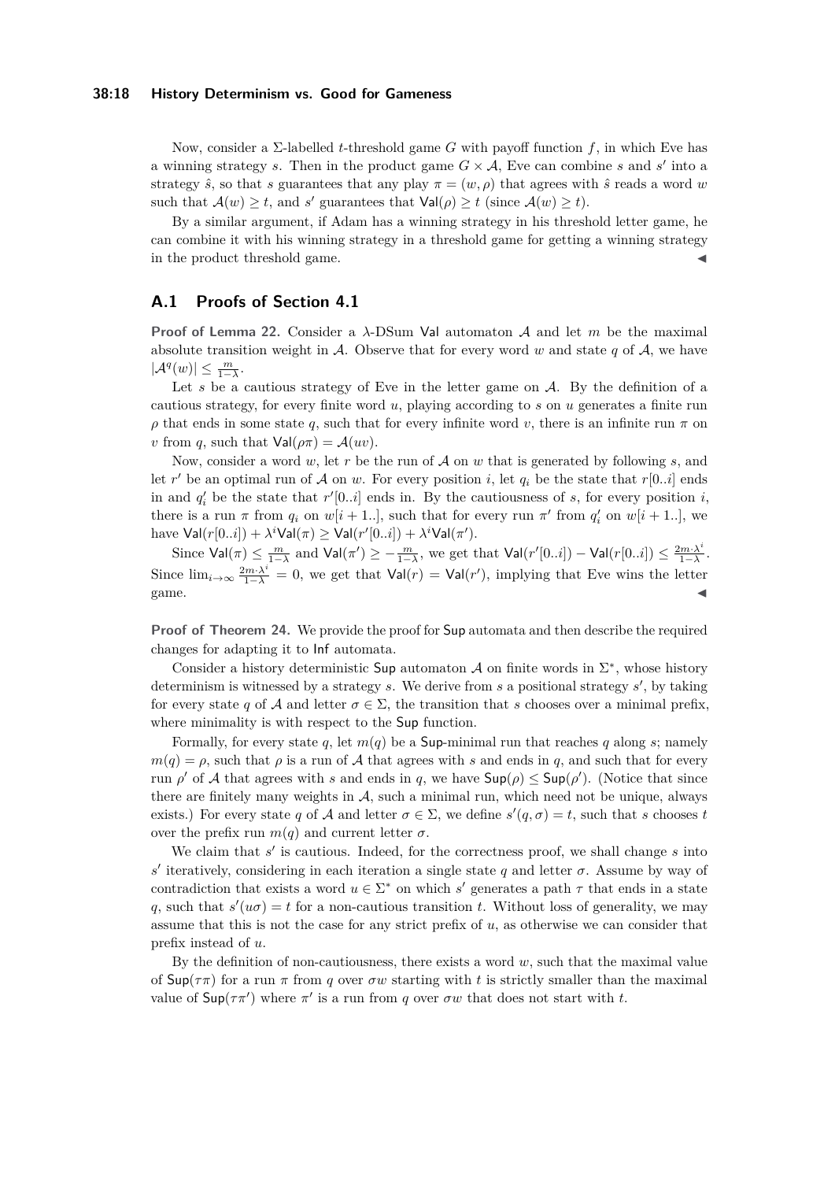Now, consider a $\Sigma$-labelled $t$-threshold game $G$ with payoff function $f$, in which Eve has a winning strategy $s$. Then in the product game $G \times \mathcal{A}$, Eve can combine $s$ and $s'$ into a strategy $\hat{s}$, so that $s$ guarantees that any play $\pi = (w, \rho)$ that agrees with $\hat{s}$ reads a word $w$ such that $\mathcal{A}(w) \geq t$, and $s'$ guarantees that $\mathsf{Val}(\rho) \geq t$ (since $\mathcal{A}(w) \geq t$).

By a similar argument, if Adam has a winning strategy in his threshold letter game, he can combine it with his winning strategy in a threshold game for getting a winning strategy in the product threshold game. ◀

## A.1 Proofs of Section 4.1

**Proof of Lemma 22.** Consider a $\lambda$-DSum $\mathsf{Val}$ automaton $\mathcal{A}$ and let $m$ be the maximal absolute transition weight in $\mathcal{A}$. Observe that for every word $w$ and state $q$ of $\mathcal{A}$, we have $|\mathcal{A}^q(w)| \leq \frac{m}{1-\lambda}$.

Let $s$ be a cautious strategy of Eve in the letter game on $\mathcal{A}$. By the definition of a cautious strategy, for every finite word $u$, playing according to $s$ on $u$ generates a finite run $\rho$ that ends in some state $q$, such that for every infinite word $v$, there is an infinite run $\pi$ on $v$ from $q$, such that $\mathsf{Val}(\rho\pi) = \mathcal{A}(uv)$.

Now, consider a word $w$, let $r$ be the run of $\mathcal{A}$ on $w$ that is generated by following $s$, and let $r'$ be an optimal run of $\mathcal{A}$ on $w$. For every position $i$, let $q_i$ be the state that $r[0..i]$ ends in and $q'_i$ be the state that $r'[0..i]$ ends in. By the cautiousness of $s$, for every position $i$, there is a run $\pi$ from $q_i$ on $w[i+1..]$, such that for every run $\pi'$ from $q'_i$ on $w[i+1..]$, we have $\mathsf{Val}(r[0..i]) + \lambda^i \mathsf{Val}(\pi) \geq \mathsf{Val}(r'[0..i]) + \lambda^i \mathsf{Val}(\pi')$.

Since $\mathsf{Val}(\pi) \leq \frac{m}{1-\lambda}$ and $\mathsf{Val}(\pi') \geq -\frac{m}{1-\lambda}$, we get that $\mathsf{Val}(r'[0..i]) - \mathsf{Val}(r[0..i]) \leq \frac{2m \cdot \lambda^i}{1-\lambda}$. Since $\lim_{i \to \infty} \frac{2m \cdot \lambda^i}{1-\lambda} = 0$, we get that $\mathsf{Val}(r) = \mathsf{Val}(r')$, implying that Eve wins the letter game. ◀

**Proof of Theorem 24.** We provide the proof for $\mathsf{Sup}$ automata and then describe the required changes for adapting it to $\mathsf{Inf}$ automata.

Consider a history deterministic $\mathsf{Sup}$ automaton $\mathcal{A}$ on finite words in $\Sigma^*$, whose history determinism is witnessed by a strategy $s$. We derive from $s$ a positional strategy $s'$, by taking for every state $q$ of $\mathcal{A}$ and letter $\sigma \in \Sigma$, the transition that $s$ chooses over a minimal prefix, where minimality is with respect to the $\mathsf{Sup}$ function.

Formally, for every state $q$, let $m(q)$ be a $\mathsf{Sup}$-minimal run that reaches $q$ along $s$; namely $m(q) = \rho$, such that $\rho$ is a run of $\mathcal{A}$ that agrees with $s$ and ends in $q$, and such that for every run $\rho'$ of $\mathcal{A}$ that agrees with $s$ and ends in $q$, we have $\mathsf{Sup}(\rho) \leq \mathsf{Sup}(\rho')$. (Notice that since there are finitely many weights in $\mathcal{A}$, such a minimal run, which need not be unique, always exists.) For every state $q$ of $\mathcal{A}$ and letter $\sigma \in \Sigma$, we define $s'(q, \sigma) = t$, such that $s$ chooses $t$ over the prefix run $m(q)$ and current letter $\sigma$.

We claim that $s'$ is cautious. Indeed, for the correctness proof, we shall change $s$ into $s'$ iteratively, considering in each iteration a single state $q$ and letter $\sigma$. Assume by way of contradiction that exists a word $u \in \Sigma^*$ on which $s'$ generates a path $\tau$ that ends in a state $q$, such that $s'(u\sigma) = t$ for a non-cautious transition $t$. Without loss of generality, we may assume that this is not the case for any strict prefix of $u$, as otherwise we can consider that prefix instead of $u$.

By the definition of non-cautiousness, there exists a word $w$, such that the maximal value of $\mathsf{Sup}(\tau\pi)$ for a run $\pi$ from $q$ over $\sigma w$ starting with $t$ is strictly smaller than the maximal value of $\mathsf{Sup}(\tau\pi')$ where $\pi'$ is a run from $q$ over $\sigma w$ that does not start with $t$.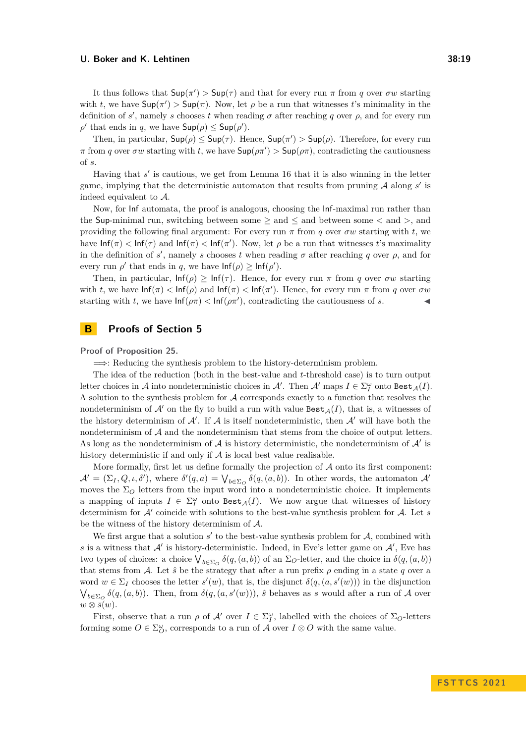It thus follows that $\mathsf{Sup}(\pi') > \mathsf{Sup}(\tau)$ and that for every run $\pi$ from $q$ over $\sigma w$ starting with $t$, we have $\mathsf{Sup}(\pi') > \mathsf{Sup}(\pi)$. Now, let $\rho$ be a run that witnesses $t$'s minimality in the definition of $s'$, namely $s$ chooses $t$ when reading $\sigma$ after reaching $q$ over $\rho$, and for every run $\rho'$ that ends in $q$, we have $\mathsf{Sup}(\rho) \leq \mathsf{Sup}(\rho')$.

Then, in particular, $\mathsf{Sup}(\rho) \leq \mathsf{Sup}(\tau)$. Hence, $\mathsf{Sup}(\pi') > \mathsf{Sup}(\rho)$. Therefore, for every run $\pi$ from $q$ over $\sigma w$ starting with $t$, we have $\mathsf{Sup}(\rho\pi') > \mathsf{Sup}(\rho\pi)$, contradicting the cautiousness of $s$.

Having that $s'$ is cautious, we get from Lemma 16 that it is also winning in the letter game, implying that the deterministic automaton that results from pruning $\mathcal{A}$ along $s'$ is indeed equivalent to $\mathcal{A}$.

Now, for $\mathsf{Inf}$ automata, the proof is analogous, choosing the $\mathsf{Inf}$-maximal run rather than the $\mathsf{Sup}$-minimal run, switching between some $\geq$ and $\leq$ and between some $<$ and $>$, and providing the following final argument: For every run $\pi$ from $q$ over $\sigma w$ starting with $t$, we have $\mathsf{Inf}(\pi) < \mathsf{Inf}(\tau)$ and $\mathsf{Inf}(\pi) < \mathsf{Inf}(\pi')$. Now, let $\rho$ be a run that witnesses $t$'s maximality in the definition of $s'$, namely $s$ chooses $t$ when reading $\sigma$ after reaching $q$ over $\rho$, and for every run $\rho'$ that ends in $q$, we have $\mathsf{Inf}(\rho) \geq \mathsf{Inf}(\rho')$.

Then, in particular, $\mathsf{Inf}(\rho) \geq \mathsf{Inf}(\tau)$. Hence, for every run $\pi$ from $q$ over $\sigma w$ starting with $t$, we have $\mathsf{Inf}(\pi) < \mathsf{Inf}(\rho)$ and $\mathsf{Inf}(\pi) < \mathsf{Inf}(\pi')$. Hence, for every run $\pi$ from $q$ over $\sigma w$ starting with $t$, we have $\mathsf{Inf}(\rho\pi) < \mathsf{Inf}(\rho\pi')$, contradicting the cautiousness of $s$. ◀

## B Proofs of Section 5

**Proof of Proposition 25.**

$\Longrightarrow$: Reducing the synthesis problem to the history-determinism problem.

The idea of the reduction (both in the best-value and $t$-threshold case) is to turn output letter choices in $\mathcal{A}$ into nondeterministic choices in $\mathcal{A}'$. Then $\mathcal{A}'$ maps $I \in \Sigma_I^\omega$ onto $\mathtt{Best}_{\mathcal{A}}(I)$. A solution to the synthesis problem for $\mathcal{A}$ corresponds exactly to a function that resolves the nondeterminism of $\mathcal{A}'$ on the fly to build a run with value $\mathtt{Best}_{\mathcal{A}}(I)$, that is, a witnesses of the history determinism of $\mathcal{A}'$. If $\mathcal{A}$ is itself nondeterministic, then $\mathcal{A}'$ will have both the nondeterminism of $\mathcal{A}$ and the nondeterminism that stems from the choice of output letters. As long as the nondeterminism of $\mathcal{A}$ is history deterministic, the nondeterminism of $\mathcal{A}'$ is history deterministic if and only if $\mathcal{A}$ is local best value realisable.

More formally, first let us define formally the projection of $\mathcal{A}$ onto its first component: $\mathcal{A}' = (\Sigma_I, Q, \iota, \delta')$, where $\delta'(q, a) = \bigvee_{b \in \Sigma_O} \delta(q, (a, b))$. In other words, the automaton $\mathcal{A}'$ moves the $\Sigma_O$ letters from the input word into a nondeterministic choice. It implements a mapping of inputs $I \in \Sigma_I^\omega$ onto $\mathtt{Best}_{\mathcal{A}}(I)$. We now argue that witnesses of history determinism for $\mathcal{A}'$ coincide with solutions to the best-value synthesis problem for $\mathcal{A}$. Let $s$ be the witness of the history determinism of $\mathcal{A}$.

We first argue that a solution $s'$ to the best-value synthesis problem for $\mathcal{A}$, combined with $s$ is a witness that $\mathcal{A}'$ is history-deterministic. Indeed, in Eve's letter game on $\mathcal{A}'$, Eve has two types of choices: a choice $\bigvee_{b \in \Sigma_O} \delta(q, (a, b))$ of an $\Sigma_O$-letter, and the choice in $\delta(q, (a, b))$ that stems from $\mathcal{A}$. Let $\hat{s}$ be the strategy that after a run prefix $\rho$ ending in a state $q$ over a word $w \in \Sigma_I$ chooses the letter $s'(w)$, that is, the disjunct $\delta(q, (a, s'(w)))$ in the disjunction $\bigvee_{b \in \Sigma_O} \delta(q, (a, b))$. Then, from $\delta(q, (a, s'(w)))$, $\hat{s}$ behaves as $s$ would after a run of $\mathcal{A}$ over $w \otimes \bar{s}(w)$.

First, observe that a run $\rho$ of $\mathcal{A}'$ over $I \in \Sigma_I^\omega$, labelled with the choices of $\Sigma_O$-letters forming some $O \in \Sigma_O^\omega$, corresponds to a run of $\mathcal{A}$ over $I \otimes O$ with the same value.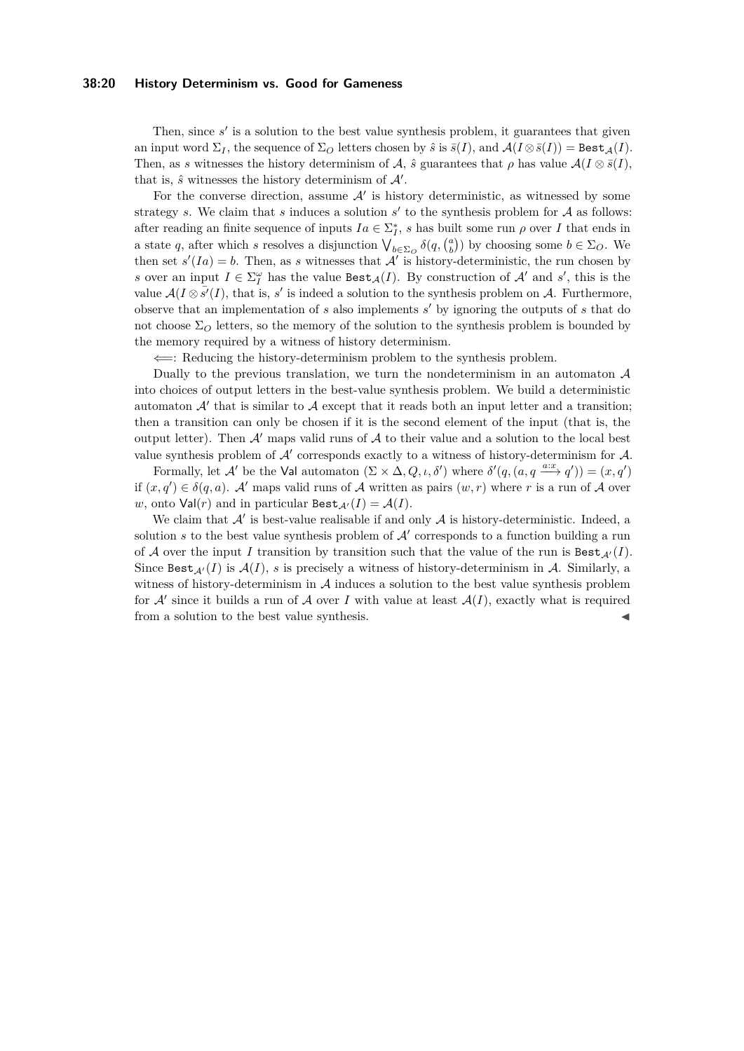Then, since $s'$ is a solution to the best value synthesis problem, it guarantees that given an input word $\Sigma_I$, the sequence of $\Sigma_O$ letters chosen by $\hat{s}$ is $\bar{s}(I)$, and $\mathcal{A}(I \otimes \bar{s}(I)) = \mathtt{Best}_{\mathcal{A}}(I)$. Then, as $s$ witnesses the history determinism of $\mathcal{A}$, $\hat{s}$ guarantees that $\rho$ has value $\mathcal{A}(I \otimes \bar{s}(I)$, that is, $\hat{s}$ witnesses the history determinism of $\mathcal{A}'$.

For the converse direction, assume $\mathcal{A}'$ is history deterministic, as witnessed by some strategy $s$. We claim that $s$ induces a solution $s'$ to the synthesis problem for $\mathcal{A}$ as follows: after reading an finite sequence of inputs $Ia \in \Sigma_I^*$, $s$ has built some run $\rho$ over $I$ that ends in a state $q$, after which $s$ resolves a disjunction $\bigvee_{b \in \Sigma_O} \delta(q, \binom{a}{b})$ by choosing some $b \in \Sigma_O$. We then set $s'(Ia) = b$. Then, as $s$ witnesses that $\mathcal{A}'$ is history-deterministic, the run chosen by $s$ over an input $I \in \Sigma_I^\omega$ has the value $\mathtt{Best}_{\mathcal{A}}(I)$. By construction of $\mathcal{A}'$ and $s'$, this is the value $\mathcal{A}(I \otimes \bar{s}'(I)$, that is, $s'$ is indeed a solution to the synthesis problem on $\mathcal{A}$. Furthermore, observe that an implementation of $s$ also implements $s'$ by ignoring the outputs of $s$ that do not choose $\Sigma_O$ letters, so the memory of the solution to the synthesis problem is bounded by the memory required by a witness of history determinism.

$\Longleftarrow$: Reducing the history-determinism problem to the synthesis problem.

Dually to the previous translation, we turn the nondeterminism in an automaton $\mathcal{A}$ into choices of output letters in the best-value synthesis problem. We build a deterministic automaton $\mathcal{A}'$ that is similar to $\mathcal{A}$ except that it reads both an input letter and a transition; then a transition can only be chosen if it is the second element of the input (that is, the output letter). Then $\mathcal{A}'$ maps valid runs of $\mathcal{A}$ to their value and a solution to the local best value synthesis problem of $\mathcal{A}'$ corresponds exactly to a witness of history-determinism for $\mathcal{A}$.

Formally, let $\mathcal{A}'$ be the $\mathsf{Val}$ automaton $(\Sigma \times \Delta, Q, \iota, \delta')$ where $\delta'(q, (a, q \xrightarrow{a:x} q')) = (x, q')$ if $(x, q') \in \delta(q, a)$. $\mathcal{A}'$ maps valid runs of $\mathcal{A}$ written as pairs $(w, r)$ where $r$ is a run of $\mathcal{A}$ over $w$, onto $\mathsf{Val}(r)$ and in particular $\mathtt{Best}_{\mathcal{A}'}(I) = \mathcal{A}(I)$.

We claim that $\mathcal{A}'$ is best-value realisable if and only $\mathcal{A}$ is history-deterministic. Indeed, a solution $s$ to the best value synthesis problem of $\mathcal{A}'$ corresponds to a function building a run of $\mathcal{A}$ over the input $I$ transition by transition such that the value of the run is $\mathtt{Best}_{\mathcal{A}'}(I)$. Since $\mathtt{Best}_{\mathcal{A}'}(I)$ is $\mathcal{A}(I)$, $s$ is precisely a witness of history-determinism in $\mathcal{A}$. Similarly, a witness of history-determinism in $\mathcal{A}$ induces a solution to the best value synthesis problem for $\mathcal{A}'$ since it builds a run of $\mathcal{A}$ over $I$ with value at least $\mathcal{A}(I)$, exactly what is required from a solution to the best value synthesis. ◀